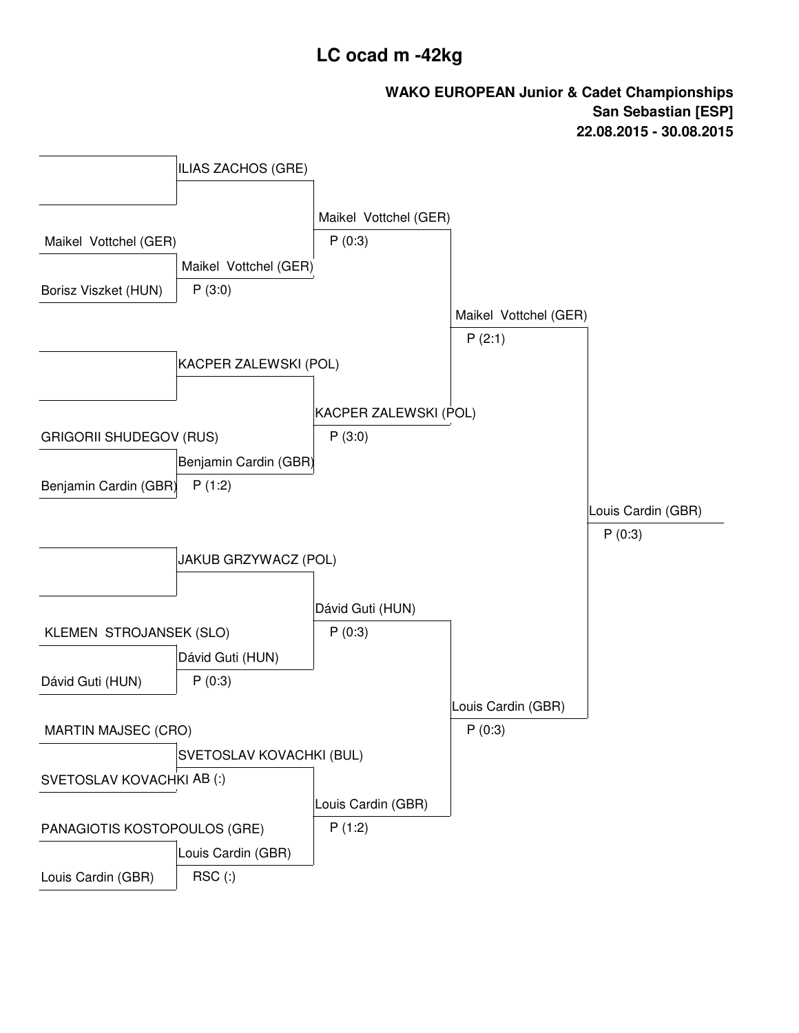# LC ocad m -42kg

**WAKO EUROPEAN Junior & Cadet Championships**
**San Sebastian [ESP]**
**22.08.2015 - 30.08.2015**

### Round 1

| Fighter 1 | Fighter 2 | Winner | Result |
|---|---|---|---|
| | | ILIAS ZACHOS (GRE) | |
| Maikel Vottchel (GER) | Borisz Viszket (HUN) | Maikel Vottchel (GER) | P (3:0) |
| | | KACPER ZALEWSKI (POL) | |
| GRIGORII SHUDEGOV (RUS) | Benjamin Cardin (GBR) | Benjamin Cardin (GBR) | P (1:2) |
| | | JAKUB GRZYWACZ (POL) | |
| KLEMEN STROJANSEK (SLO) | Dávid Guti (HUN) | Dávid Guti (HUN) | P (0:3) |
| MARTIN MAJSEC (CRO) | SVETOSLAV KOVACHKI | SVETOSLAV KOVACHKI (BUL) | AB (:) |
| PANAGIOTIS KOSTOPOULOS (GRE) | Louis Cardin (GBR) | Louis Cardin (GBR) | RSC (:) |

### Quarterfinals

| Winner | Result |
|---|---|
| Maikel Vottchel (GER) | P (0:3) |
| KACPER ZALEWSKI (POL) | P (3:0) |
| Dávid Guti (HUN) | P (0:3) |
| Louis Cardin (GBR) | P (1:2) |

### Semifinals

| Winner | Result |
|---|---|
| Maikel Vottchel (GER) | P (2:1) |
| Louis Cardin (GBR) | P (0:3) |

### Final

| Winner | Result |
|---|---|
| Louis Cardin (GBR) | P (0:3) |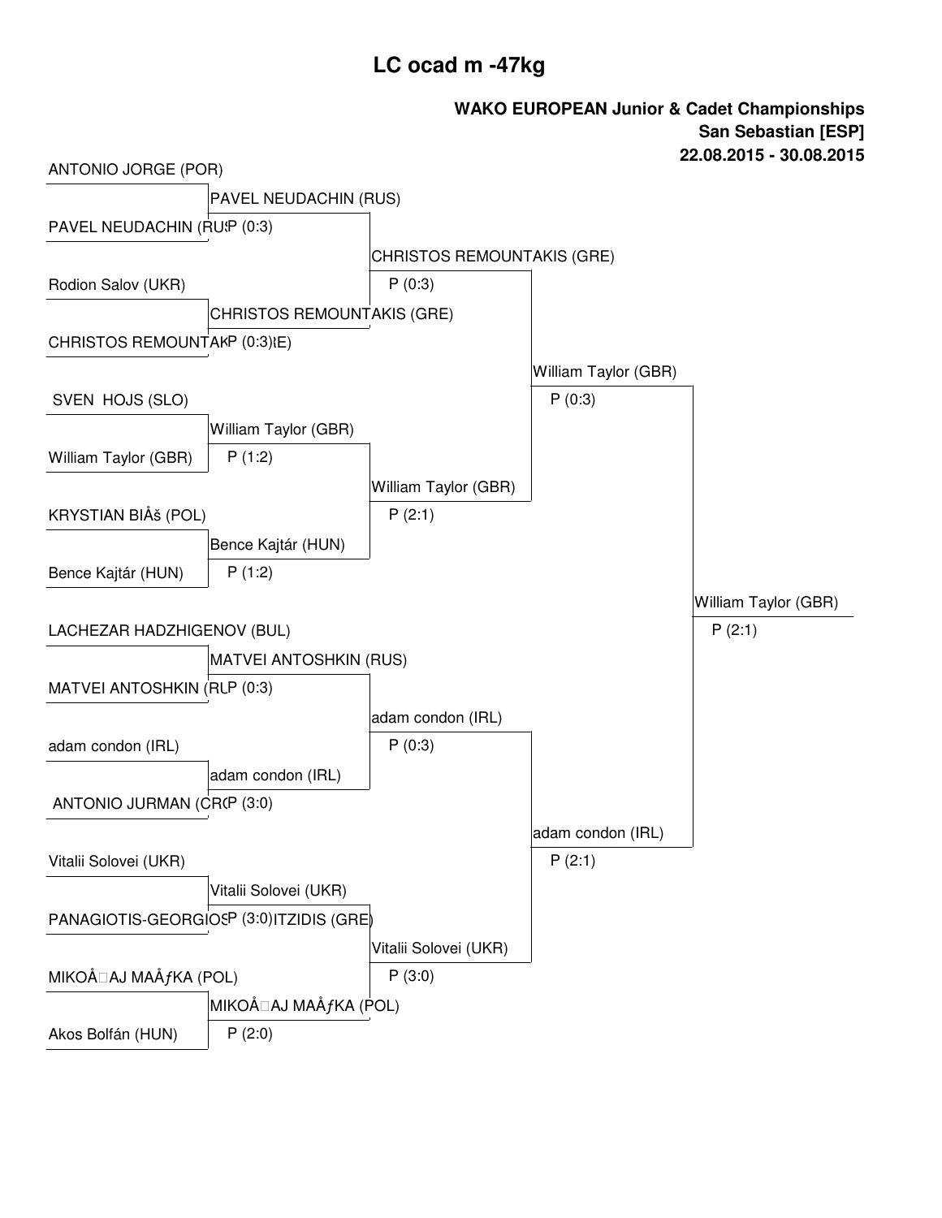# LC ocad m -47kg

**WAKO EUROPEAN Junior & Cadet Championships**
**San Sebastian [ESP]**
**22.08.2015 - 30.08.2015**

| Round 1 | Round 2 | Quarterfinal | Semifinal | Final |
|---|---|---|---|---|
| ANTONIO JORGE (POR) | PAVEL NEUDACHIN (RUS) P (0:3) | CHRISTOS REMOUNTAKIS (GRE) P (0:3) | William Taylor (GBR) P (0:3) | William Taylor (GBR) P (2:1) |
| PAVEL NEUDACHIN (RUS) | | | | |
| Rodion Salov (UKR) | CHRISTOS REMOUNTAKIS (GRE) P (0:3) | | | |
| CHRISTOS REMOUNTAKIS (GRE) | | | | |
| SVEN HOJS (SLO) | William Taylor (GBR) P (1:2) | William Taylor (GBR) P (2:1) | | |
| William Taylor (GBR) | | | | |
| KRYSTIAN BIĹš (POL) | Bence Kajtár (HUN) P (1:2) | | | |
| Bence Kajtár (HUN) | | | | |
| LACHEZAR HADZHIGENOV (BUL) | MATVEI ANTOSHKIN (RUS) P (0:3) | adam condon (IRL) P (0:3) | adam condon (IRL) P (2:1) | |
| MATVEI ANTOSHKIN (RUS) | | | | |
| adam condon (IRL) | adam condon (IRL) P (3:0) | | | |
| ANTONIO JURMAN (CRO) | | | | |
| Vitalii Solovei (UKR) | Vitalii Solovei (UKR) P (3:0) | Vitalii Solovei (UKR) P (3:0) | | |
| PANAGIOTIS-GEORGIOS ...ITZIDIS (GRE) | | | | |
| MIKOĹ AJ MAĹƒKA (POL) | MIKOĹ AJ MAĹƒKA (POL) P (2:0) | | | |
| Akos Bolfán (HUN) | | | | |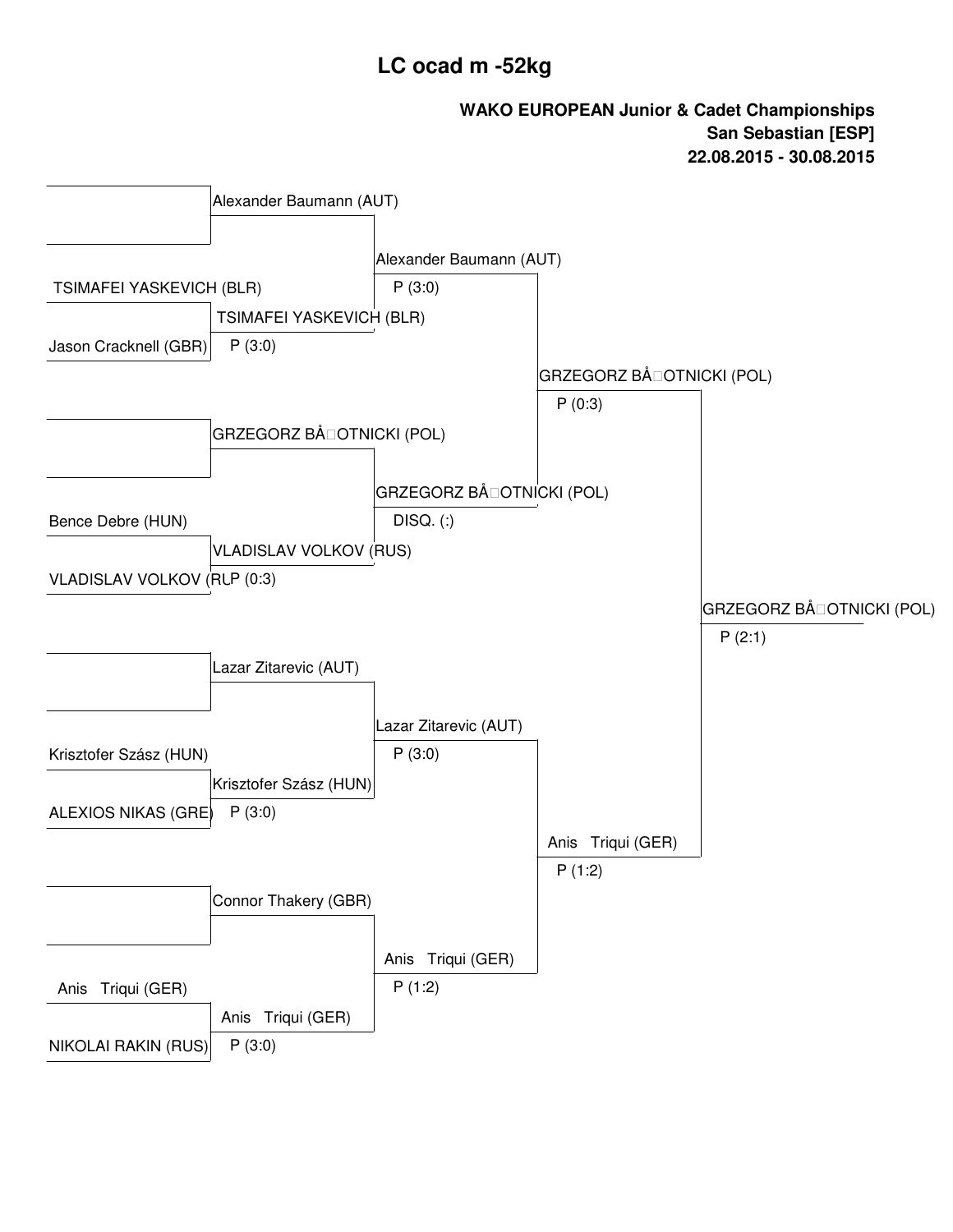# LC ocad m -52kg

**WAKO EUROPEAN Junior & Cadet Championships**
**San Sebastian [ESP]**
**22.08.2015 - 30.08.2015**

### Round 1

| Fighter 1 | Fighter 2 | Winner | Result |
|---|---|---|---|
| | | Alexander Baumann (AUT) | |
| TSIMAFEI YASKEVICH (BLR) | Jason Cracknell (GBR) | TSIMAFEI YASKEVICH (BLR) | P (3:0) |
| | | GRZEGORZ BÅ□OTNICKI (POL) | |
| Bence Debre (HUN) | VLADISLAV VOLKOV (RUS) | VLADISLAV VOLKOV (RUS) | P (0:3) |
| | | Lazar Zitarevic (AUT) | |
| Krisztofer Szász (HUN) | ALEXIOS NIKAS (GRE) | Krisztofer Szász (HUN) | P (3:0) |
| | | Connor Thakery (GBR) | |
| Anis Triqui (GER) | NIKOLAI RAKIN (RUS) | Anis Triqui (GER) | P (3:0) |

### Round 2

| Winner | Result |
|---|---|
| Alexander Baumann (AUT) | P (3:0) |
| GRZEGORZ BÅ□OTNICKI (POL) | DISQ. (:) |
| Lazar Zitarevic (AUT) | P (3:0) |
| Anis Triqui (GER) | P (1:2) |

### Semifinals

| Winner | Result |
|---|---|
| GRZEGORZ BÅ□OTNICKI (POL) | P (0:3) |
| Anis Triqui (GER) | P (1:2) |

### Final

| Winner | Result |
|---|---|
| GRZEGORZ BÅ□OTNICKI (POL) | P (2:1) |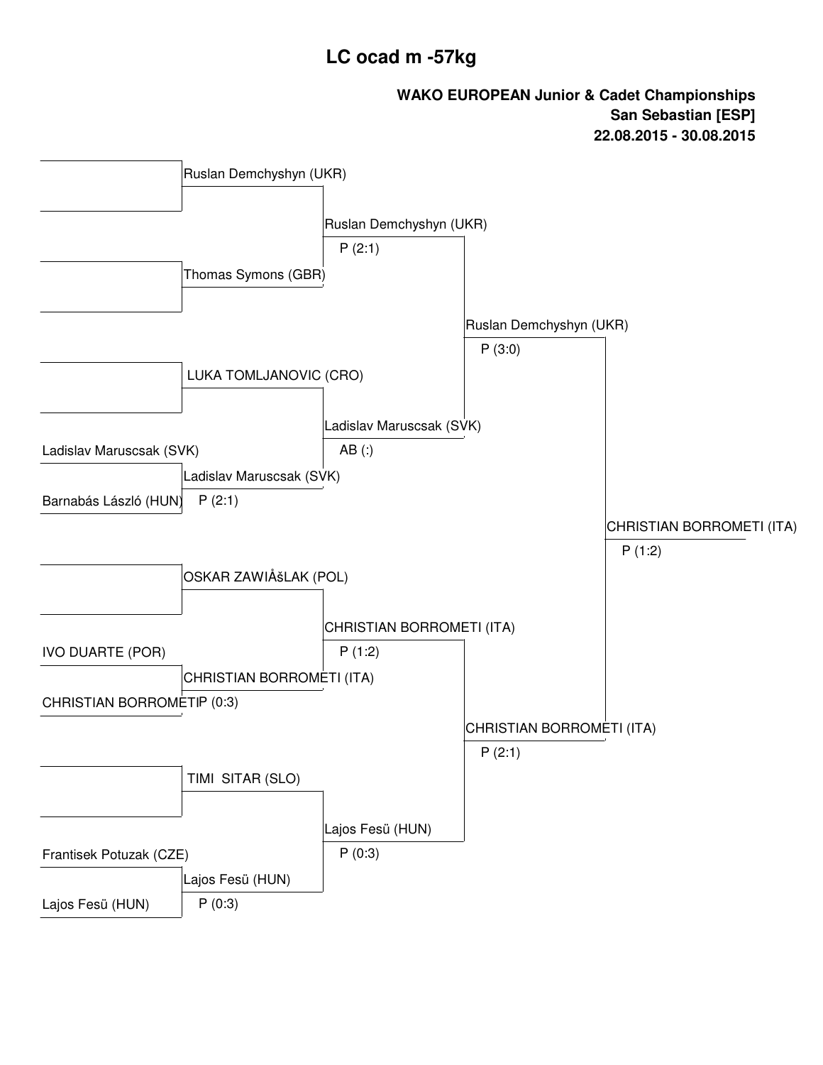# LC ocad m -57kg

**WAKO EUROPEAN Junior & Cadet Championships**
**San Sebastian [ESP]**
**22.08.2015 - 30.08.2015**

| Round 1 | Round 2 | Quarterfinal | Semifinal | Final |
| --- | --- | --- | --- | --- |
| | Ruslan Demchyshyn (UKR) | | | |
| | | Ruslan Demchyshyn (UKR) P (2:1) | | |
| | Thomas Symons (GBR) | | | |
| | | | Ruslan Demchyshyn (UKR) P (3:0) | |
| | LUKA TOMLJANOVIC (CRO) | | | |
| | | Ladislav Maruscsak (SVK) AB (:) | | |
| Ladislav Maruscsak (SVK) | | | | |
| | Ladislav Maruscsak (SVK) P (2:1) | | | |
| Barnabás László (HUN) | | | | |
| | | | | CHRISTIAN BORROMETI (ITA) P (1:2) |
| | OSKAR ZAWIÅšLAK (POL) | | | |
| | | CHRISTIAN BORROMETI (ITA) P (1:2) | | |
| IVO DUARTE (POR) | | | | |
| | CHRISTIAN BORROMETI (ITA) P (0:3) | | | |
| CHRISTIAN BORROMETI | | | | |
| | | | CHRISTIAN BORROMETI (ITA) P (2:1) | |
| | TIMI SITAR (SLO) | | | |
| | | Lajos Fesü (HUN) P (0:3) | | |
| Frantisek Potuzak (CZE) | | | | |
| | Lajos Fesü (HUN) P (0:3) | | | |
| Lajos Fesü (HUN) | | | | |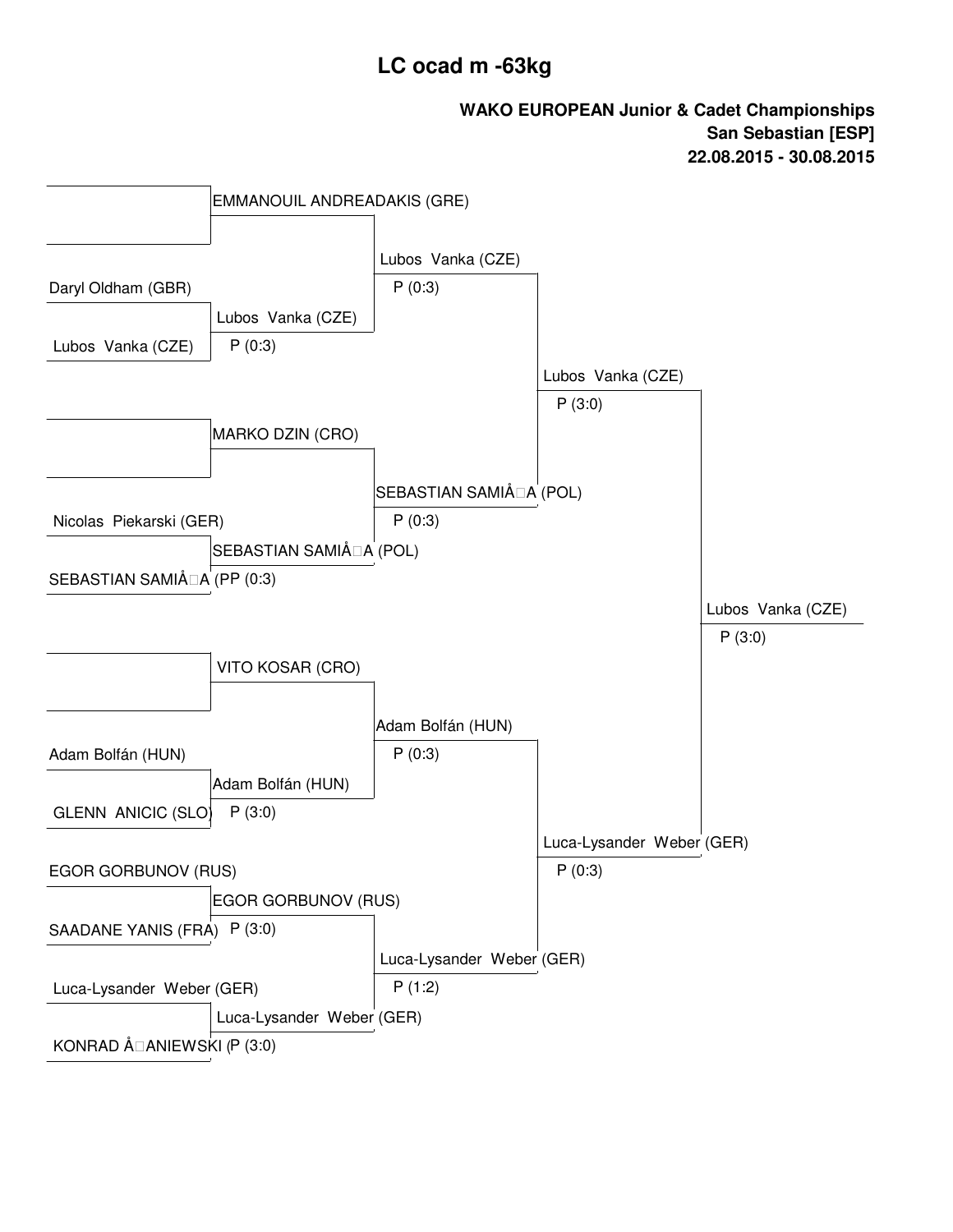# LC ocad m -63kg

**WAKO EUROPEAN Junior & Cadet Championships**
**San Sebastian [ESP]**
**22.08.2015 - 30.08.2015**

## First round

| Fighter 1 | Fighter 2 | Winner | Result |
|---|---|---|---|
| | | EMMANOUIL ANDREADAKIS (GRE) | |
| Daryl Oldham (GBR) | Lubos Vanka (CZE) | Lubos Vanka (CZE) | P (0:3) |
| | | MARKO DZIN (CRO) | |
| Nicolas Piekarski (GER) | SEBASTIAN SAMIÅ□A (POL) | SEBASTIAN SAMIÅ□A (POL) | PP (0:3) |
| | | VITO KOSAR (CRO) | |
| Adam Bolfán (HUN) | GLENN ANICIC (SLO) | Adam Bolfán (HUN) | P (3:0) |
| EGOR GORBUNOV (RUS) | SAADANE YANIS (FRA) | EGOR GORBUNOV (RUS) | P (3:0) |
| Luca-Lysander Weber (GER) | KONRAD Å□ANIEWSKI ( | Luca-Lysander Weber (GER) | P (3:0) |

## Quarterfinals

| Winner | Result |
|---|---|
| Lubos Vanka (CZE) | P (0:3) |
| SEBASTIAN SAMIÅ□A (POL) | P (0:3) |
| Adam Bolfán (HUN) | P (0:3) |
| Luca-Lysander Weber (GER) | P (1:2) |

## Semifinals

| Winner | Result |
|---|---|
| Lubos Vanka (CZE) | P (3:0) |
| Luca-Lysander Weber (GER) | P (0:3) |

## Final

| Winner | Result |
|---|---|
| Lubos Vanka (CZE) | P (3:0) |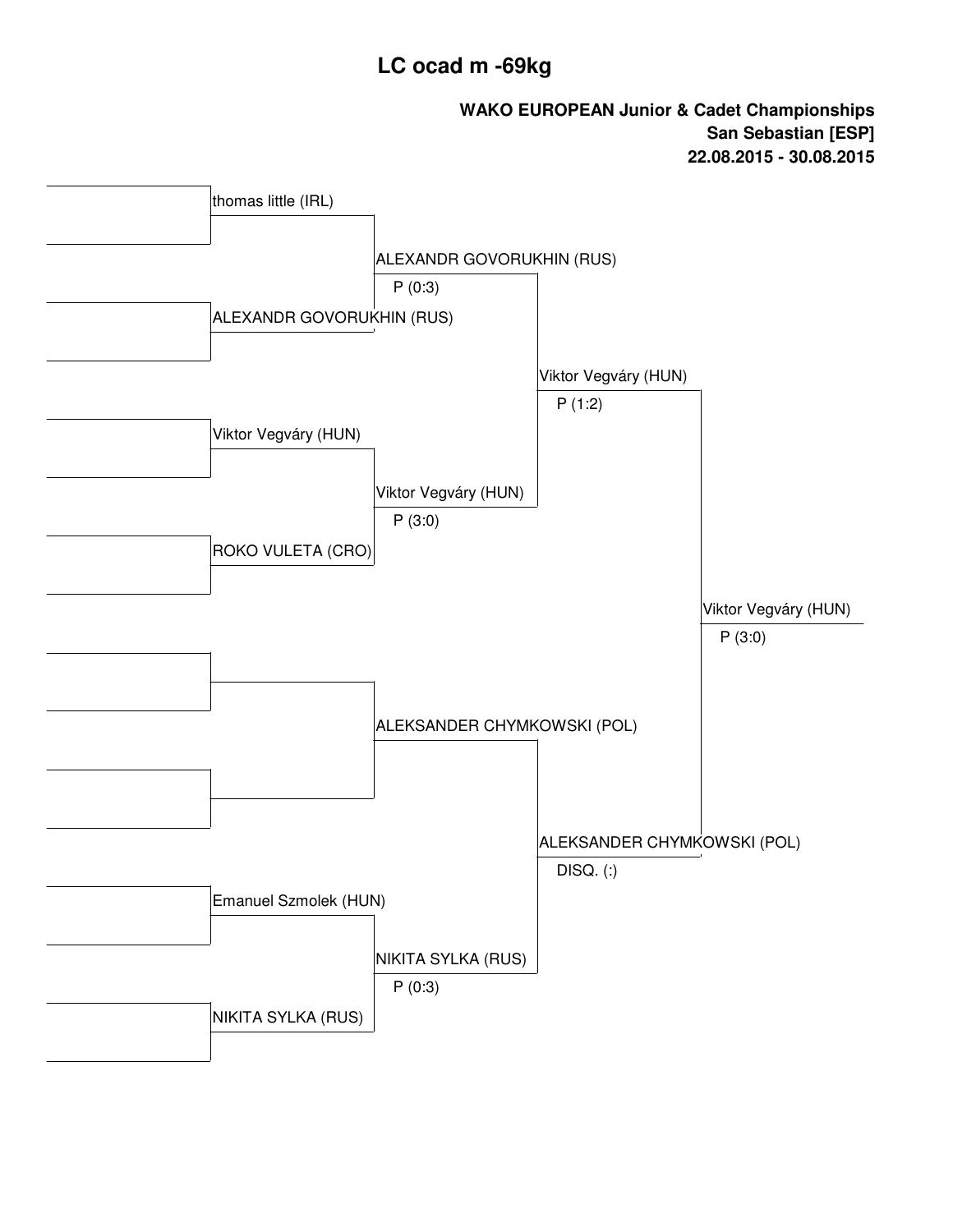# LC ocad m -69kg

**WAKO EUROPEAN Junior & Cadet Championships**
**San Sebastian [ESP]**
**22.08.2015 - 30.08.2015**

| Round 1 | Quarterfinal | Semifinal | Final | Winner |
|---|---|---|---|---|
| | thomas little (IRL) | | | |
| | ALEXANDR GOVORUKHIN (RUS) | ALEXANDR GOVORUKHIN (RUS) P (0:3) | | |
| | Viktor Vegváry (HUN) | | | |
| | ROKO VULETA (CRO) | Viktor Vegváry (HUN) P (3:0) | Viktor Vegváry (HUN) P (1:2) | |
| | | | | Viktor Vegváry (HUN) P (3:0) |
| | | | | |
| | | ALEKSANDER CHYMKOWSKI (POL) | | |
| | Emanuel Szmolek (HUN) | | | |
| | NIKITA SYLKA (RUS) | NIKITA SYLKA (RUS) P (0:3) | ALEKSANDER CHYMKOWSKI (POL) DISQ. (:) | |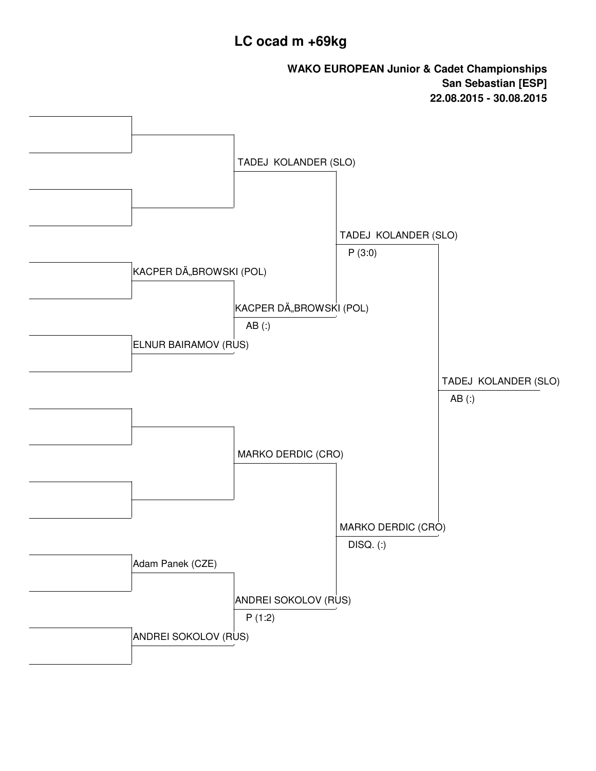# LC ocad m +69kg

**WAKO EUROPEAN Junior & Cadet Championships**
**San Sebastian [ESP]**
**22.08.2015 - 30.08.2015**

| Round 1 | Quarterfinal | Semifinal | Final |
| --- | --- | --- | --- |
| | TADEJ KOLANDER (SLO) | | |
| | | TADEJ KOLANDER (SLO) P (3:0) | |
| KACPER DÄ„BROWSKI (POL) | | | |
| | KACPER DÄ„BROWSKI (POL) AB (:) | | |
| ELNUR BAIRAMOV (RUS) | | | |
| | | | TADEJ KOLANDER (SLO) AB (:) |
| | MARKO DERDIC (CRO) | | |
| | | MARKO DERDIC (CRO) DISQ. (:) | |
| Adam Panek (CZE) | | | |
| | ANDREI SOKOLOV (RUS) P (1:2) | | |
| ANDREI SOKOLOV (RUS) | | | |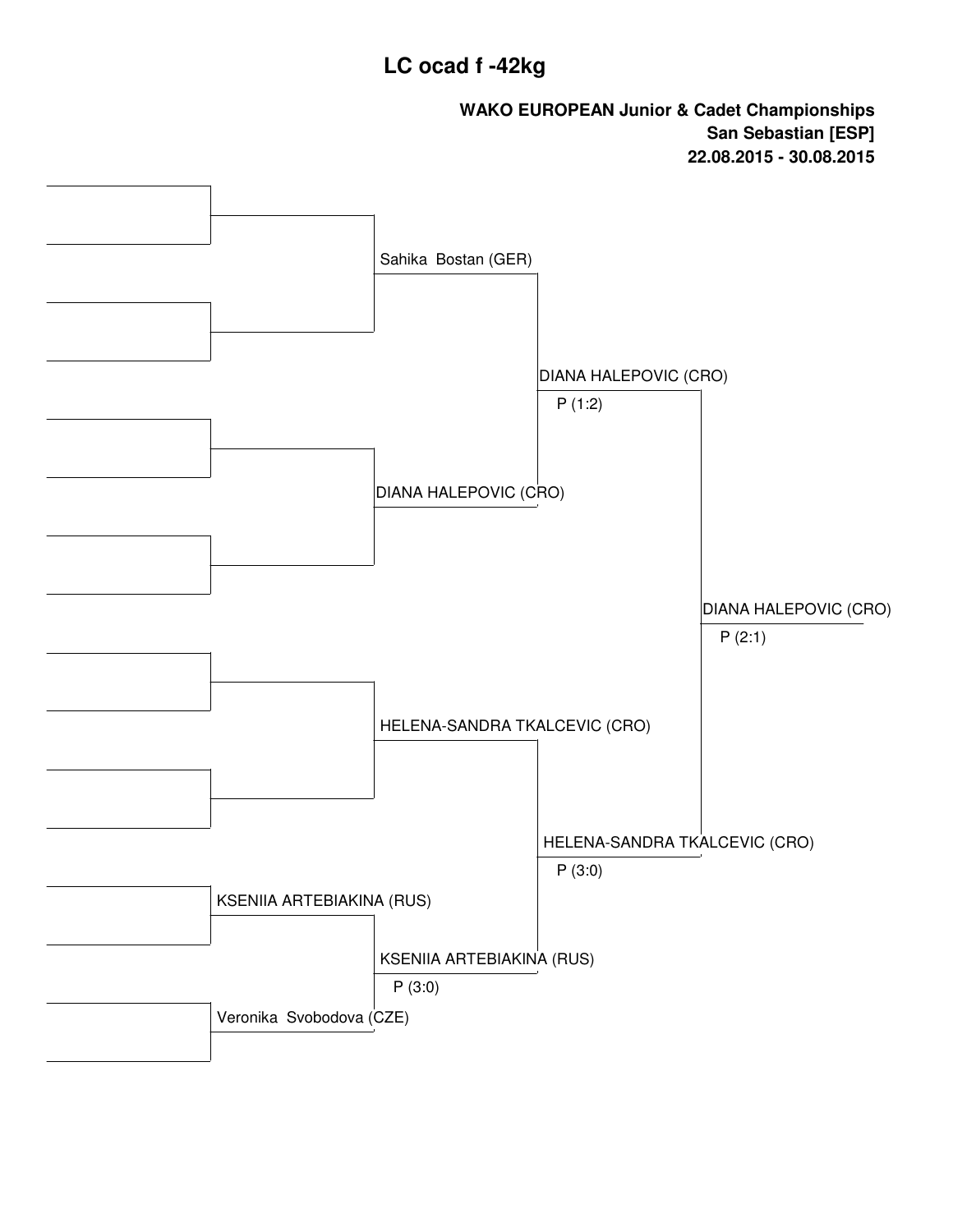# LC ocad f -42kg

**WAKO EUROPEAN Junior & Cadet Championships**
**San Sebastian [ESP]**
**22.08.2015 - 30.08.2015**

| Round 1 | Quarterfinals | Semifinals | Final |
| --- | --- | --- | --- |
| | Sahika Bostan (GER) | DIANA HALEPOVIC (CRO) P (1:2) | DIANA HALEPOVIC (CRO) P (2:1) |
| | DIANA HALEPOVIC (CRO) | | |
| | HELENA-SANDRA TKALCEVIC (CRO) | HELENA-SANDRA TKALCEVIC (CRO) P (3:0) | |
| KSENIIA ARTEBIAKINA (RUS) | KSENIIA ARTEBIAKINA (RUS) P (3:0) | | |
| Veronika Svobodova (CZE) | | | |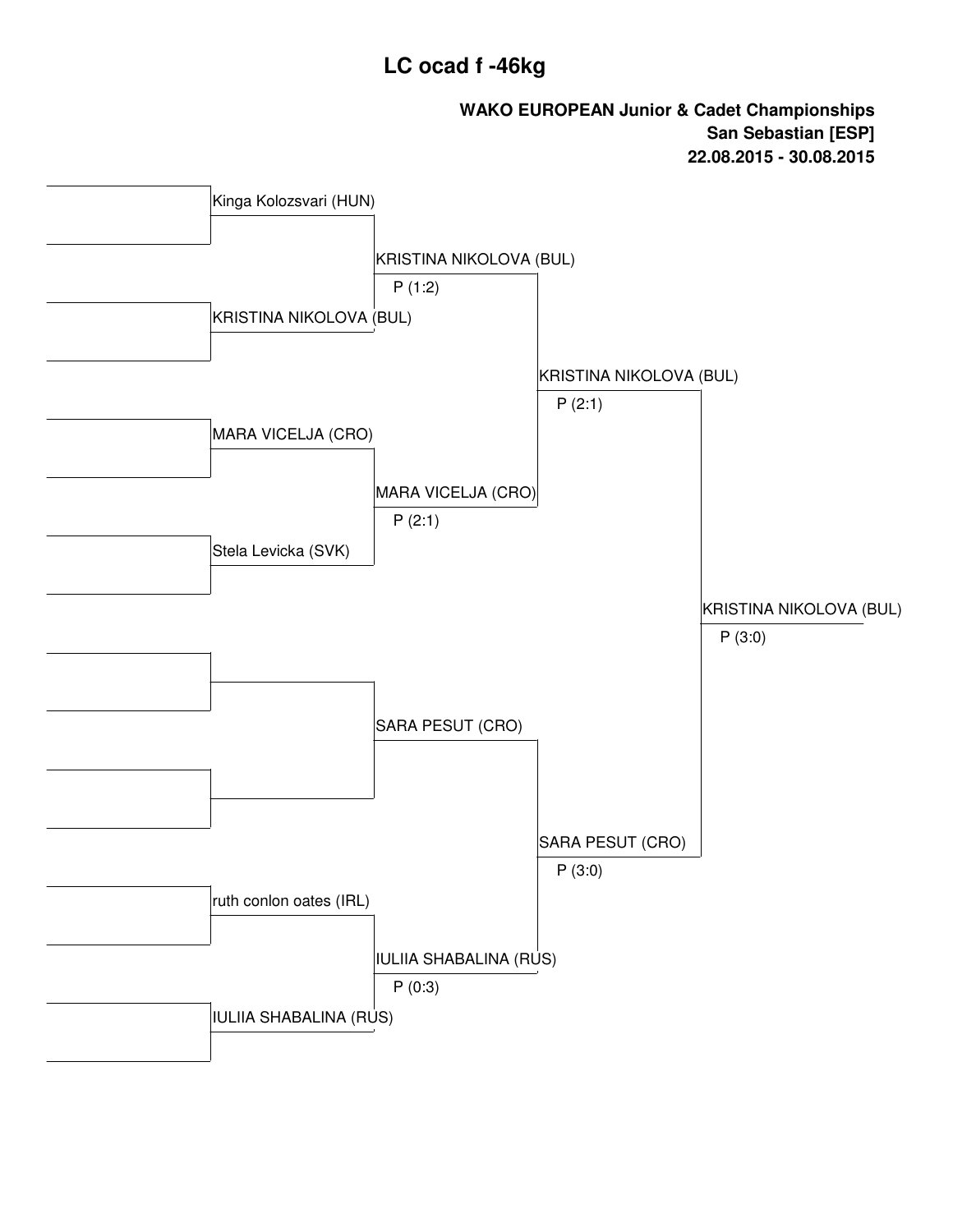# LC ocad f -46kg

**WAKO EUROPEAN Junior & Cadet Championships**
**San Sebastian [ESP]**
**22.08.2015 - 30.08.2015**

| Round 1 | Quarterfinal | Semifinal | Final |
| --- | --- | --- | --- |
| Kinga Kolozsvari (HUN) | KRISTINA NIKOLOVA (BUL) P (1:2) | KRISTINA NIKOLOVA (BUL) P (2:1) | KRISTINA NIKOLOVA (BUL) P (3:0) |
| KRISTINA NIKOLOVA (BUL) | | | |
| MARA VICELJA (CRO) | MARA VICELJA (CRO) P (2:1) | | |
| Stela Levicka (SVK) | | | |
| | SARA PESUT (CRO) | SARA PESUT (CRO) P (3:0) | |
| | | | |
| ruth conlon oates (IRL) | IULIIA SHABALINA (RUS) P (0:3) | | |
| IULIIA SHABALINA (RUS) | | | |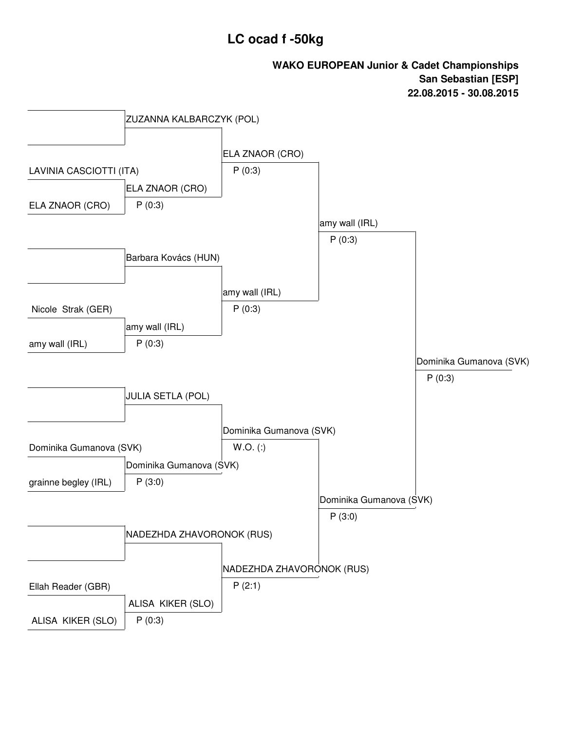# LC ocad f -50kg

**WAKO EUROPEAN Junior & Cadet Championships**
**San Sebastian [ESP]**
**22.08.2015 - 30.08.2015**

| Round 1 | Round 2 | Quarterfinal | Semifinal | Final |
|---|---|---|---|---|
| (bye) | ZUZANNA KALBARCZYK (POL) | ELA ZNAOR (CRO) P (0:3) | amy wall (IRL) P (0:3) | Dominika Gumanova (SVK) P (0:3) |
| LAVINIA CASCIOTTI (ITA) vs ELA ZNAOR (CRO) | ELA ZNAOR (CRO) P (0:3) | | | |
| (bye) | Barbara Kovács (HUN) | amy wall (IRL) P (0:3) | | |
| Nicole Strak (GER) vs amy wall (IRL) | amy wall (IRL) P (0:3) | | | |
| (bye) | JULIA SETLA (POL) | Dominika Gumanova (SVK) W.O. (:) | Dominika Gumanova (SVK) P (3:0) | |
| Dominika Gumanova (SVK) vs grainne begley (IRL) | Dominika Gumanova (SVK) P (3:0) | | | |
| (bye) | NADEZHDA ZHAVORONOK (RUS) | NADEZHDA ZHAVORONOK (RUS) P (2:1) | | |
| Ellah Reader (GBR) vs ALISA KIKER (SLO) | ALISA KIKER (SLO) P (0:3) | | | |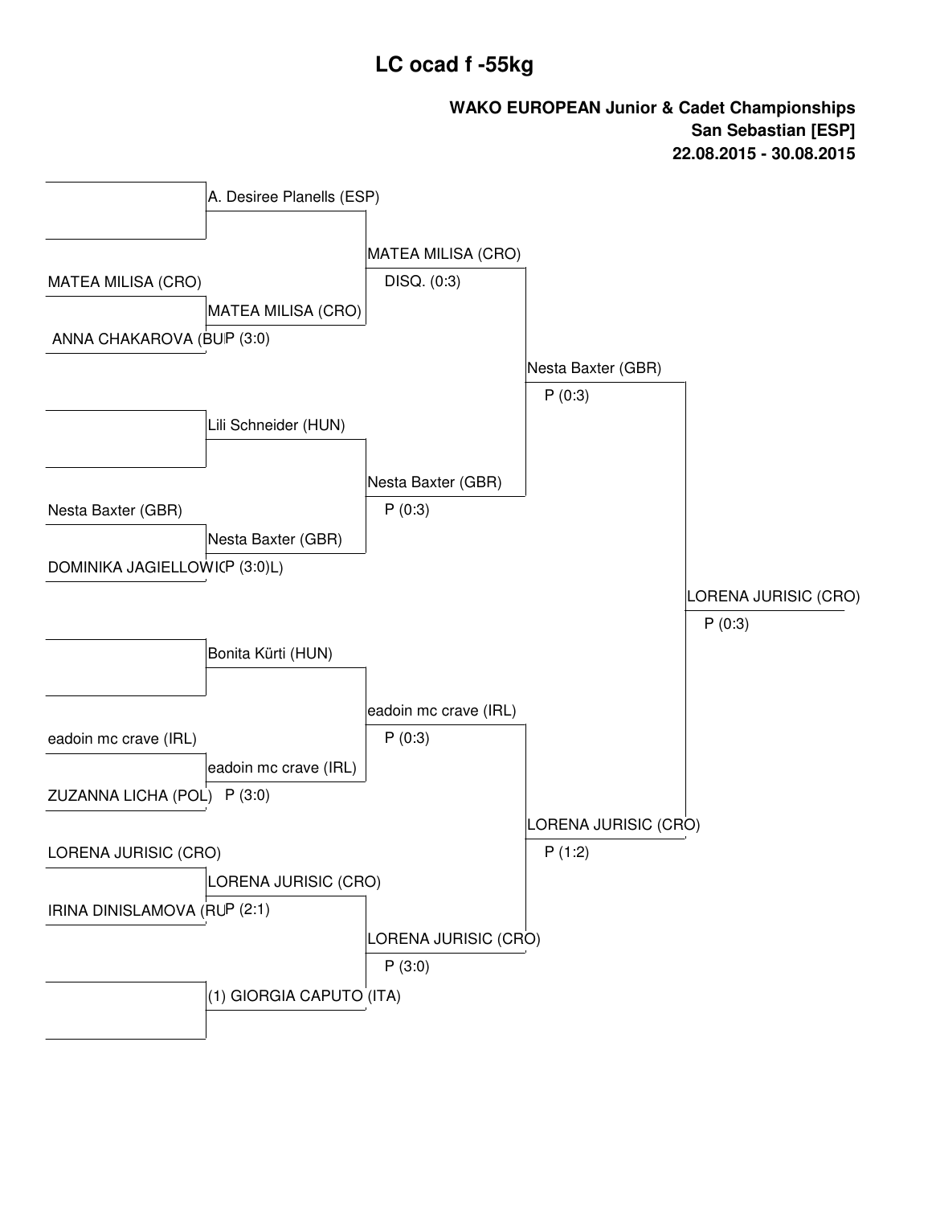# LC ocad f -55kg

**WAKO EUROPEAN Junior & Cadet Championships**
**San Sebastian [ESP]**
**22.08.2015 - 30.08.2015**

| Round 1 | Round 2 | Quarterfinal | Semifinal | Final |
|---|---|---|---|---|
| (bye) | A. Desiree Planells (ESP) | MATEA MILISA (CRO) DISQ. (0:3) | Nesta Baxter (GBR) P (0:3) | LORENA JURISIC (CRO) P (0:3) |
| MATEA MILISA (CRO) vs ANNA CHAKAROVA (BU | MATEA MILISA (CRO) P (3:0) | | | |
| (bye) | Lili Schneider (HUN) | Nesta Baxter (GBR) P (0:3) | | |
| Nesta Baxter (GBR) vs DOMINIKA JAGIELLOWICL | Nesta Baxter (GBR) P (3:0) | | | |
| (bye) | Bonita Kürti (HUN) | eadoin mc crave (IRL) P (0:3) | LORENA JURISIC (CRO) P (1:2) | |
| eadoin mc crave (IRL) vs ZUZANNA LICHA (POL) | eadoin mc crave (IRL) P (3:0) | | | |
| LORENA JURISIC (CRO) vs IRINA DINISLAMOVA (RU | LORENA JURISIC (CRO) P (2:1) | LORENA JURISIC (CRO) P (3:0) | | |
| (bye) | (1) GIORGIA CAPUTO (ITA) | | | |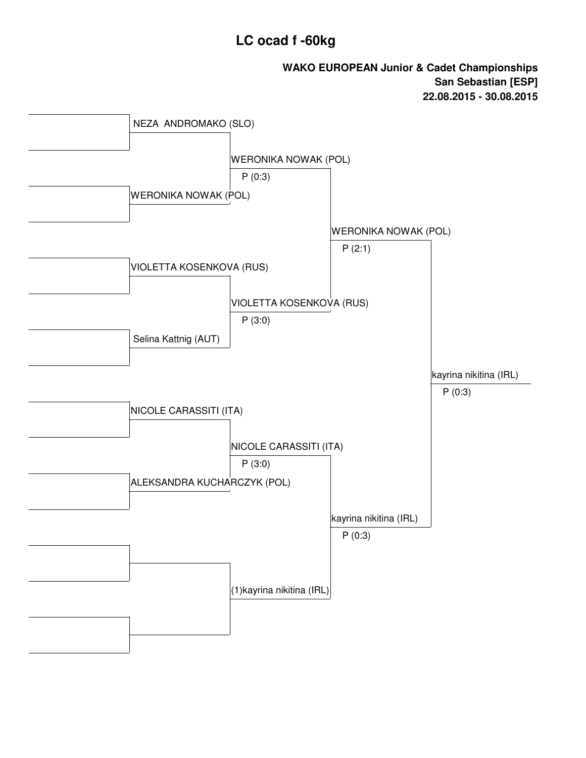# LC ocad f -60kg

**WAKO EUROPEAN Junior & Cadet Championships**
**San Sebastian [ESP]**
**22.08.2015 - 30.08.2015**

| Round 1 | Quarterfinals | Semifinals | Final |
|---|---|---|---|
| NEZA ANDROMAKO (SLO) | | | |
| | WERONIKA NOWAK (POL) P (0:3) | | |
| WERONIKA NOWAK (POL) | | | |
| | | WERONIKA NOWAK (POL) P (2:1) | |
| VIOLETTA KOSENKOVA (RUS) | | | |
| | VIOLETTA KOSENKOVA (RUS) P (3:0) | | |
| Selina Kattnig (AUT) | | | |
| | | | kayrina nikitina (IRL) P (0:3) |
| NICOLE CARASSITI (ITA) | | | |
| | NICOLE CARASSITI (ITA) P (3:0) | | |
| ALEKSANDRA KUCHARCZYK (POL) | | | |
| | | kayrina nikitina (IRL) P (0:3) | |
| | | | |
| | (1)kayrina nikitina (IRL) | | |
| | | | |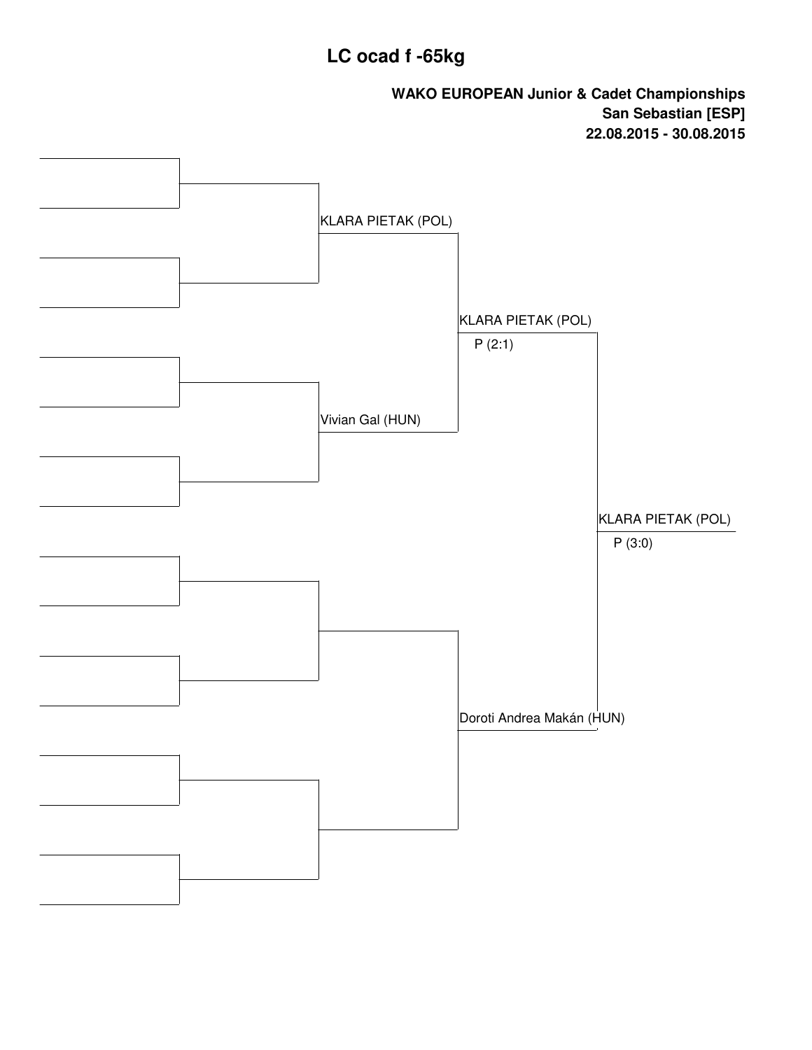# LC ocad f -65kg

**WAKO EUROPEAN Junior & Cadet Championships**
**San Sebastian [ESP]**
**22.08.2015 - 30.08.2015**

KLARA PIETAK (POL)

Vivian Gal (HUN)

KLARA PIETAK (POL)
P (2:1)

Doroti Andrea Makán (HUN)

KLARA PIETAK (POL)
P (3:0)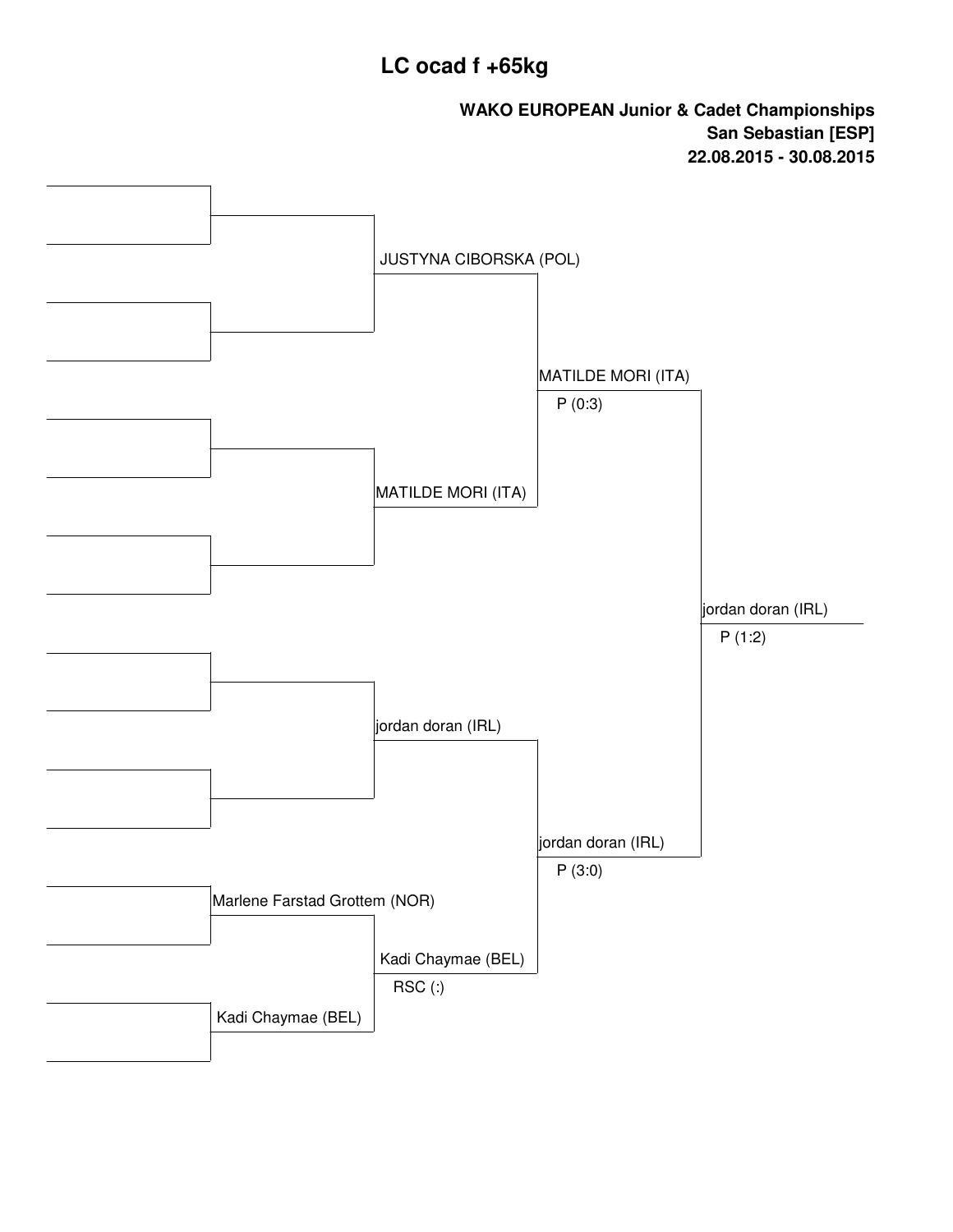# LC ocad f +65kg

**WAKO EUROPEAN Junior & Cadet Championships**
**San Sebastian [ESP]**
**22.08.2015 - 30.08.2015**

| Round 1 | Quarterfinal | Semifinal | Final |
|---|---|---|---|
| | JUSTYNA CIBORSKA (POL) | MATILDE MORI (ITA) P (0:3) | jordan doran (IRL) P (1:2) |
| | MATILDE MORI (ITA) | | |
| | jordan doran (IRL) | jordan doran (IRL) P (3:0) | |
| Marlene Farstad Grottem (NOR) | Kadi Chaymae (BEL) RSC (:) | | |
| Kadi Chaymae (BEL) | | | |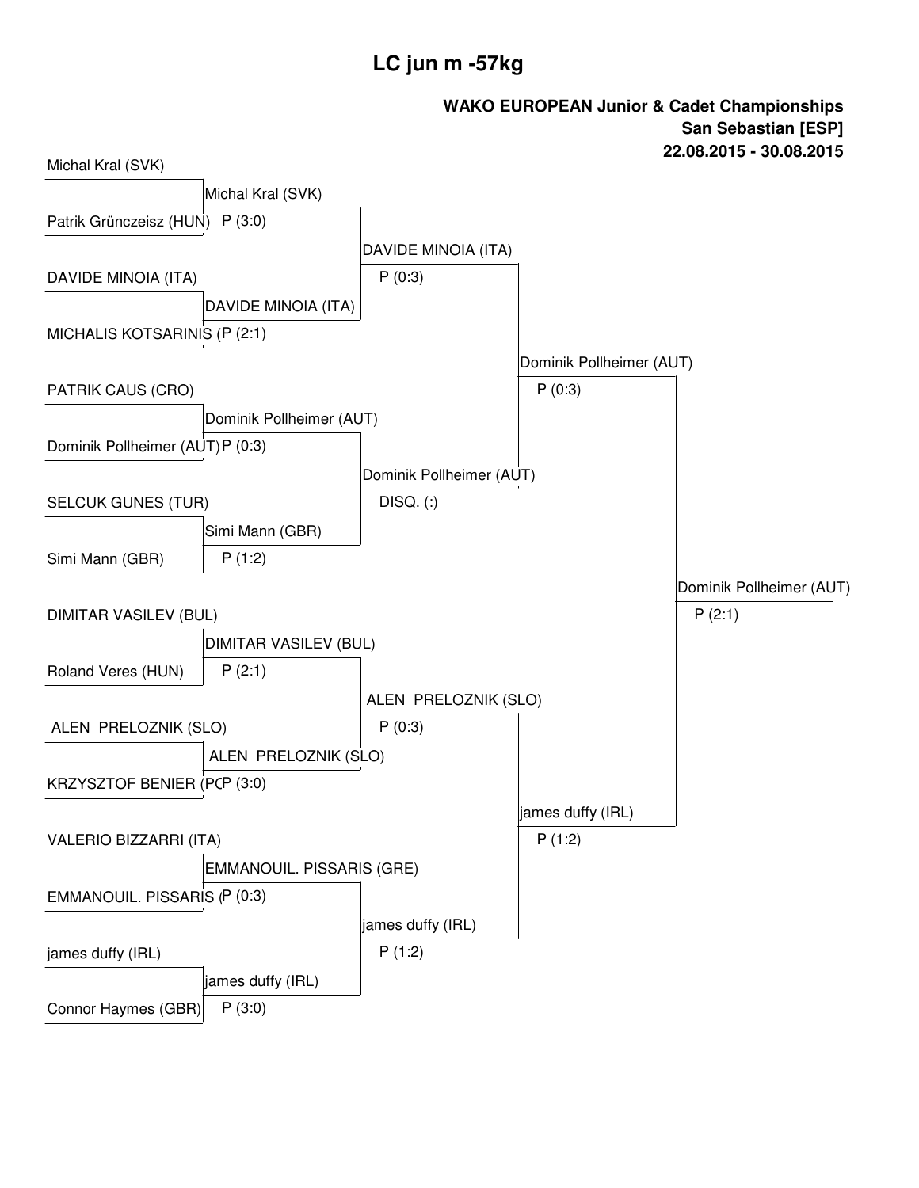# LC jun m -57kg

**WAKO EUROPEAN Junior & Cadet Championships**
**San Sebastian [ESP]**
**22.08.2015 - 30.08.2015**

| Round 1 | Round 2 | Quarterfinals | Semifinals | Final |
|---|---|---|---|---|
| Michal Kral (SVK) | Michal Kral (SVK) P (3:0) | DAVIDE MINOIA (ITA) P (0:3) | Dominik Pollheimer (AUT) P (0:3) | Dominik Pollheimer (AUT) P (2:1) |
| Patrik Grünczeisz (HUN) | | | | |
| DAVIDE MINOIA (ITA) | DAVIDE MINOIA (ITA) P (2:1) | | | |
| MICHALIS KOTSARINIS | | | | |
| PATRIK CAUS (CRO) | Dominik Pollheimer (AUT) P (0:3) | Dominik Pollheimer (AUT) DISQ. (:) | | |
| Dominik Pollheimer (AUT) | | | | |
| SELCUK GUNES (TUR) | Simi Mann (GBR) P (1:2) | | | |
| Simi Mann (GBR) | | | | |
| DIMITAR VASILEV (BUL) | DIMITAR VASILEV (BUL) P (2:1) | ALEN PRELOZNIK (SLO) P (0:3) | james duffy (IRL) P (1:2) | |
| Roland Veres (HUN) | | | | |
| ALEN PRELOZNIK (SLO) | ALEN PRELOZNIK (SLO) P (3:0) | | | |
| KRZYSZTOF BENIER (P( | | | | |
| VALERIO BIZZARRI (ITA) | EMMANOUIL. PISSARIS (GRE) P (0:3) | james duffy (IRL) P (1:2) | | |
| EMMANOUIL. PISSARIS ( | | | | |
| james duffy (IRL) | james duffy (IRL) P (3:0) | | | |
| Connor Haymes (GBR) | | | | |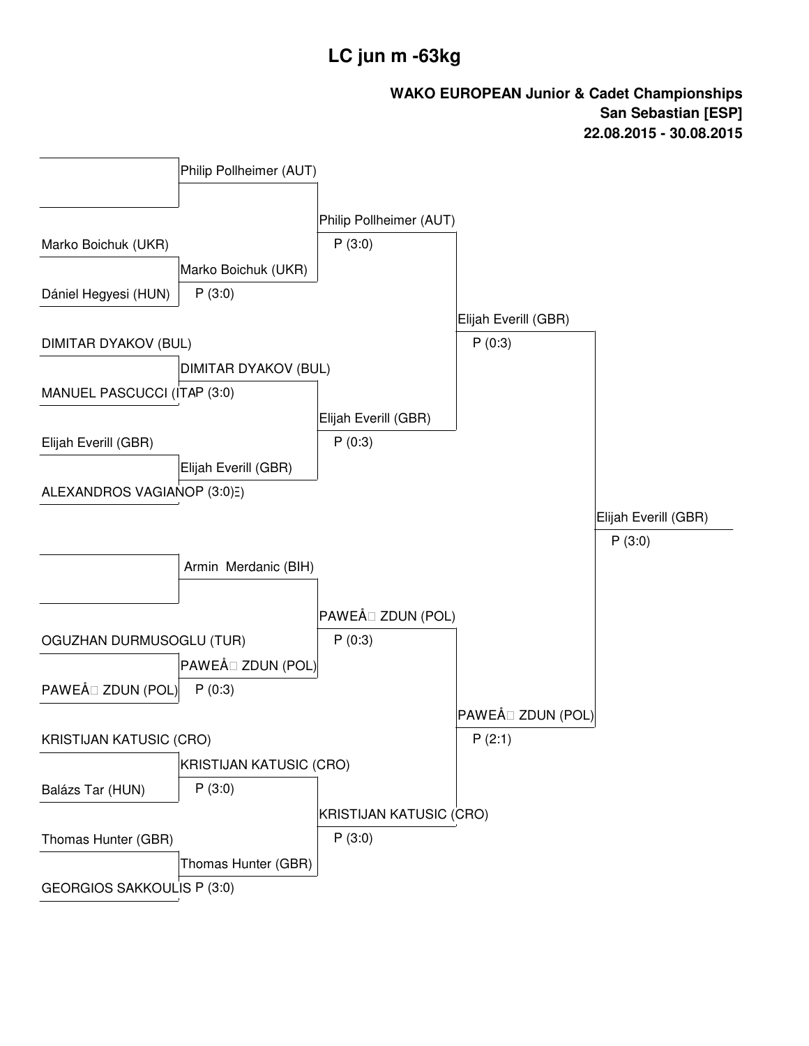# LC jun m -63kg

**WAKO EUROPEAN Junior & Cadet Championships**
**San Sebastian [ESP]**
**22.08.2015 - 30.08.2015**

## Round 1

| Fighter 1 | Fighter 2 | Winner | Result |
|---|---|---|---|
| | | Philip Pollheimer (AUT) | |
| Marko Boichuk (UKR) | Dániel Hegyesi (HUN) | Marko Boichuk (UKR) | P (3:0) |
| DIMITAR DYAKOV (BUL) | MANUEL PASCUCCI (ITA | DIMITAR DYAKOV (BUL) | P (3:0) |
| Elijah Everill (GBR) | ALEXANDROS VAGIANOP | Elijah Everill (GBR) | P (3:0)Ξ) |
| | | Armin  Merdanic (BIH) | |
| OGUZHAN DURMUSOGLU (TUR) | PAWEÅ□ ZDUN (POL) | PAWEÅ□ ZDUN (POL) | P (0:3) |
| KRISTIJAN KATUSIC (CRO) | Balázs Tar (HUN) | KRISTIJAN KATUSIC (CRO) | P (3:0) |
| Thomas Hunter (GBR) | GEORGIOS SAKKOULIS | Thomas Hunter (GBR) | P (3:0) |

## Round 2

| Winner | Result |
|---|---|
| Philip Pollheimer (AUT) | P (3:0) |
| Elijah Everill (GBR) | P (0:3) |
| PAWEÅ□ ZDUN (POL) | P (0:3) |
| KRISTIJAN KATUSIC (CRO) | P (3:0) |

## Semi-finals

| Winner | Result |
|---|---|
| Elijah Everill (GBR) | P (0:3) |
| PAWEÅ□ ZDUN (POL) | P (2:1) |

## Final

| Winner | Result |
|---|---|
| Elijah Everill (GBR) | P (3:0) |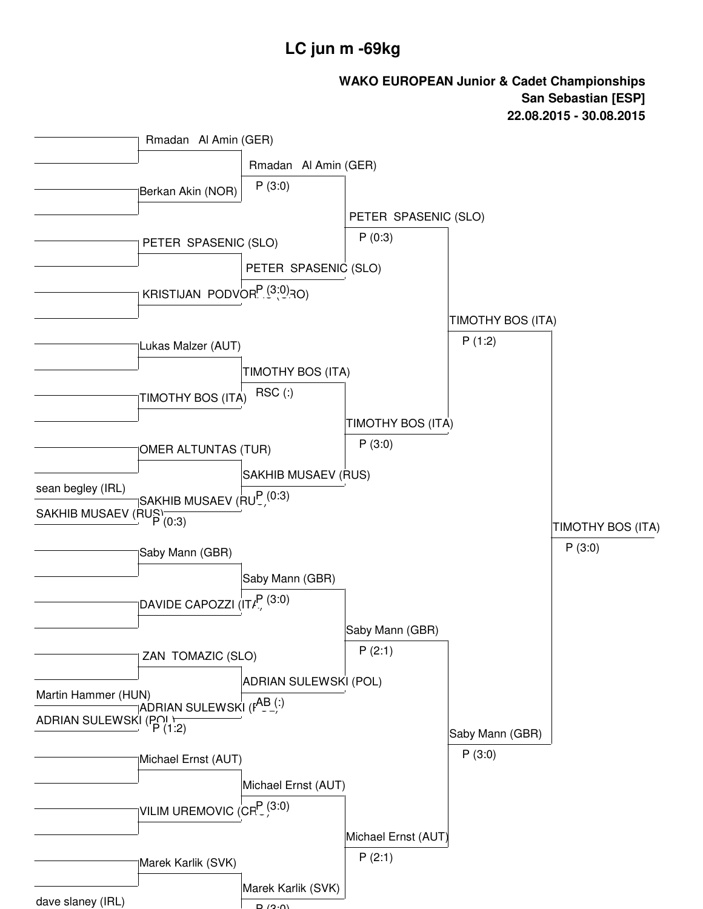# LC jun m -69kg

**WAKO EUROPEAN Junior & Cadet Championships**
**San Sebastian [ESP]**
**22.08.2015 - 30.08.2015**

| Preliminary | Round 1 | Round 2 | Quarterfinal | Semifinal | Final |
|---|---|---|---|---|---|
| | Rmadan Al Amin (GER) | Rmadan Al Amin (GER) P (3:0) | PETER SPASENIC (SLO) P (0:3) | TIMOTHY BOS (ITA) P (1:2) | TIMOTHY BOS (ITA) P (3:0) |
| | Berkan Akin (NOR) | | | | |
| | PETER SPASENIC (SLO) | PETER SPASENIC (SLO) P (3:0) | | | |
| | KRISTIJAN PODVOR... (CRO) | | | | |
| | Lukas Malzer (AUT) | TIMOTHY BOS (ITA) RSC (:) | TIMOTHY BOS (ITA) P (3:0) | | |
| | TIMOTHY BOS (ITA) | | | | |
| | OMER ALTUNTAS (TUR) | SAKHIB MUSAEV (RUS) P (0:3) | | | |
| sean begley (IRL) / SAKHIB MUSAEV (RUS) | SAKHIB MUSAEV (RUS) P (0:3) | | | | |
| | Saby Mann (GBR) | Saby Mann (GBR) P (3:0) | Saby Mann (GBR) P (2:1) | Saby Mann (GBR) P (3:0) | |
| | DAVIDE CAPOZZI (ITA) | | | | |
| | ZAN TOMAZIC (SLO) | ADRIAN SULEWSKI (POL) AB (:) | | | |
| Martin Hammer (HUN) / ADRIAN SULEWSKI (POL) | ADRIAN SULEWSKI (POL) P (1:2) | | | | |
| | Michael Ernst (AUT) | Michael Ernst (AUT) P (3:0) | Michael Ernst (AUT) P (2:1) | | |
| | VILIM UREMOVIC (CRO) | | | | |
| | Marek Karlik (SVK) | Marek Karlik (SVK) P (3:0) | | | |
| dave slaney (IRL) | | | | | |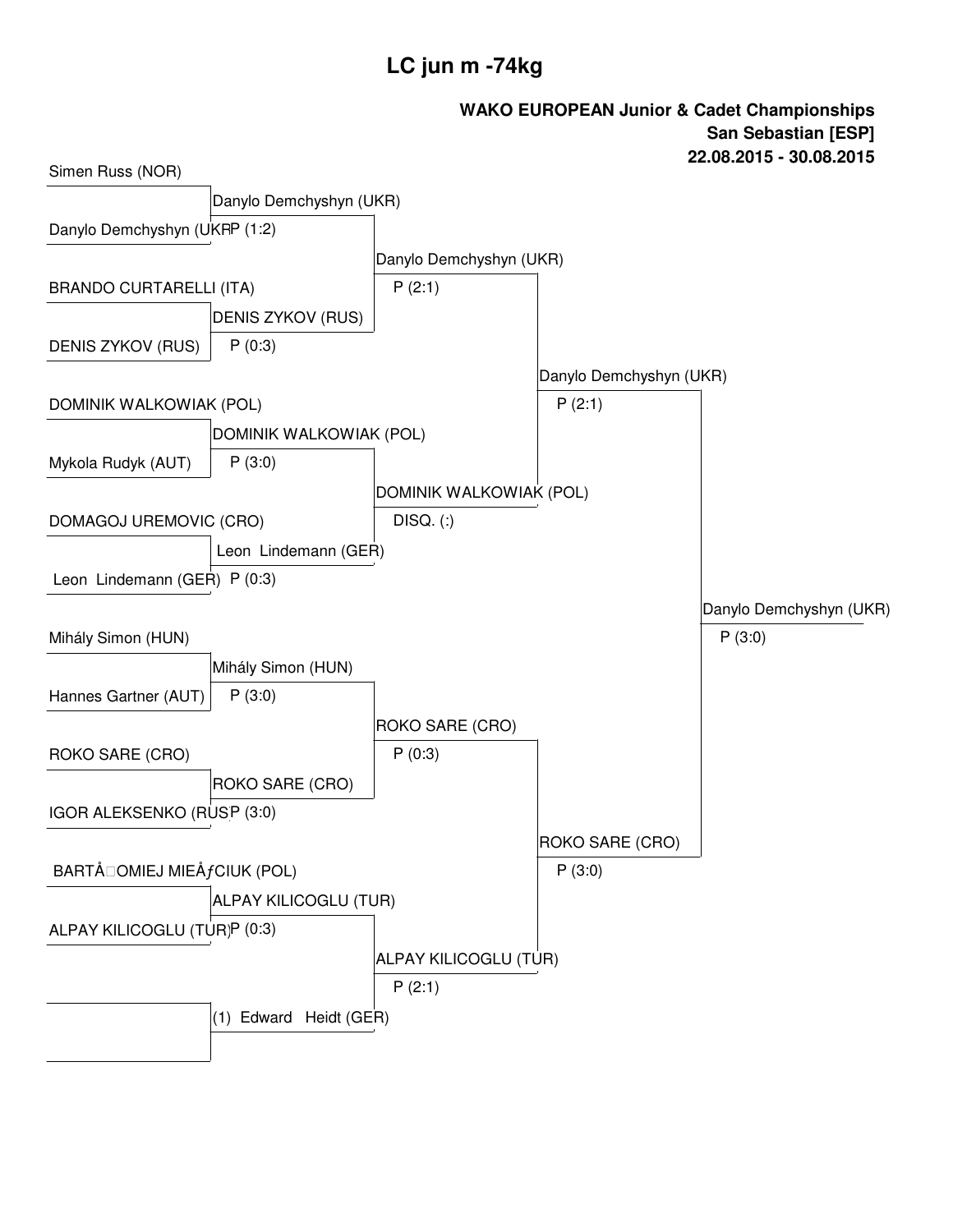# LC jun m -74kg

**WAKO EUROPEAN Junior & Cadet Championships**
**San Sebastian [ESP]**
**22.08.2015 - 30.08.2015**

### Round 1

| Fighter 1 | Fighter 2 | Winner | Result |
|---|---|---|---|
| Simen Russ (NOR) | Danylo Demchyshyn (UKR) | Danylo Demchyshyn (UKR) | P (1:2) |
| BRANDO CURTARELLI (ITA) | DENIS ZYKOV (RUS) | DENIS ZYKOV (RUS) | P (0:3) |
| DOMINIK WALKOWIAK (POL) | Mykola Rudyk (AUT) | DOMINIK WALKOWIAK (POL) | P (3:0) |
| DOMAGOJ UREMOVIC (CRO) | Leon Lindemann (GER) | Leon Lindemann (GER) | P (0:3) |
| Mihály Simon (HUN) | Hannes Gartner (AUT) | Mihály Simon (HUN) | P (3:0) |
| ROKO SARE (CRO) | IGOR ALEKSENKO (RUS) | ROKO SARE (CRO) | P (3:0) |
| BARTÅOMIEJ MIEÅƒCIUK (POL) | ALPAY KILICOGLU (TUR) | ALPAY KILICOGLU (TUR) | P (0:3) |
| | | (1) Edward Heidt (GER) | |

### Round 2

| Winner | Result |
|---|---|
| Danylo Demchyshyn (UKR) | P (2:1) |
| DOMINIK WALKOWIAK (POL) | DISQ. (:) |
| ROKO SARE (CRO) | P (0:3) |
| ALPAY KILICOGLU (TUR) | P (2:1) |

### Semifinals

| Winner | Result |
|---|---|
| Danylo Demchyshyn (UKR) | P (2:1) |
| ROKO SARE (CRO) | P (3:0) |

### Final

| Winner | Result |
|---|---|
| Danylo Demchyshyn (UKR) | P (3:0) |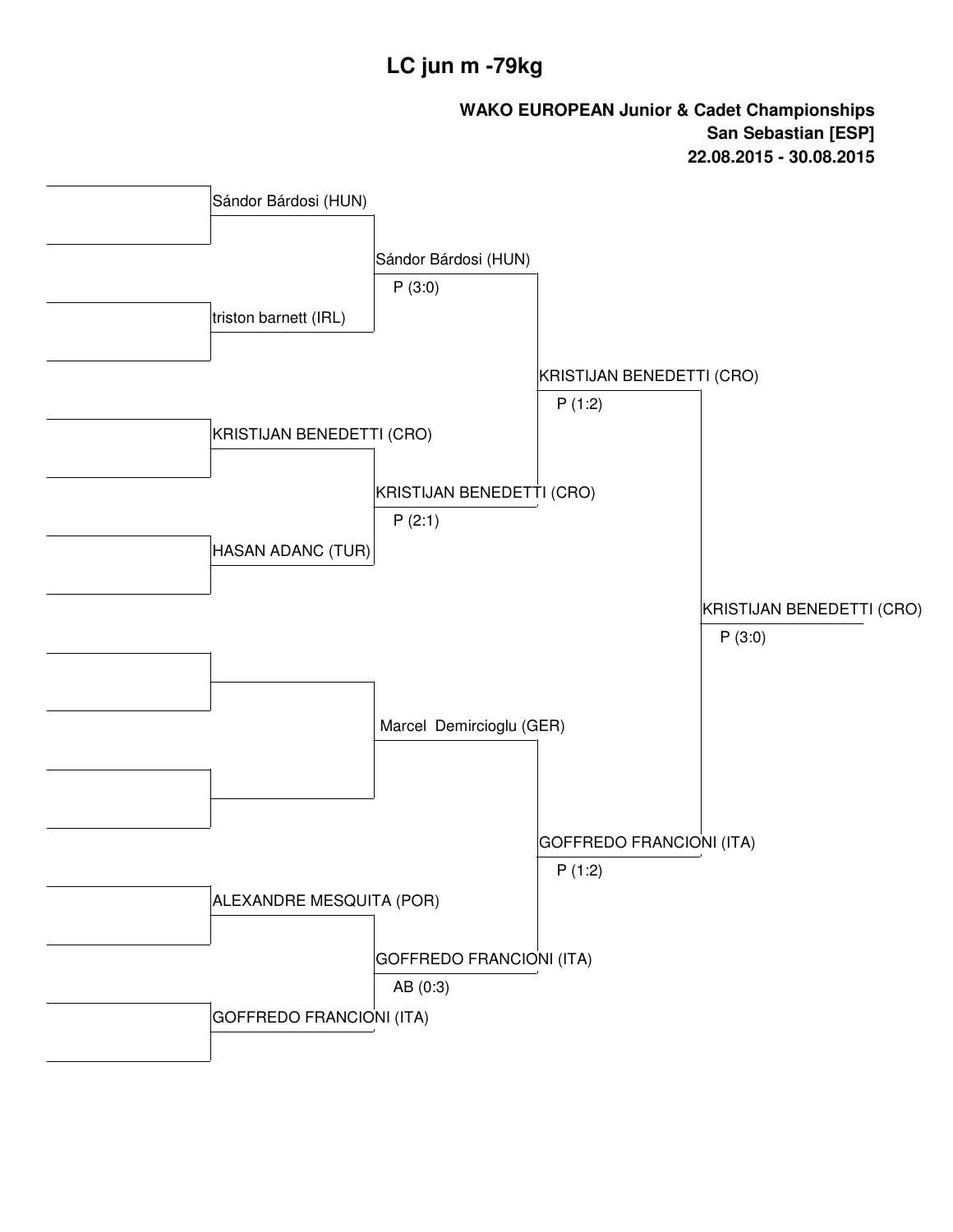# LC jun m -79kg

**WAKO EUROPEAN Junior & Cadet Championships**
**San Sebastian [ESP]**
**22.08.2015 - 30.08.2015**

| Round 1 | Quarterfinals | Semifinals | Final |
| --- | --- | --- | --- |
| Sándor Bárdosi (HUN) | Sándor Bárdosi (HUN) P (3:0) | KRISTIJAN BENEDETTI (CRO) P (1:2) | KRISTIJAN BENEDETTI (CRO) P (3:0) |
| triston barnett (IRL) | | | |
| KRISTIJAN BENEDETTI (CRO) | KRISTIJAN BENEDETTI (CRO) P (2:1) | | |
| HASAN ADANC (TUR) | | | |
| | Marcel Demircioglu (GER) | GOFFREDO FRANCIONI (ITA) P (1:2) | |
| | | | |
| ALEXANDRE MESQUITA (POR) | GOFFREDO FRANCIONI (ITA) AB (0:3) | | |
| GOFFREDO FRANCIONI (ITA) | | | |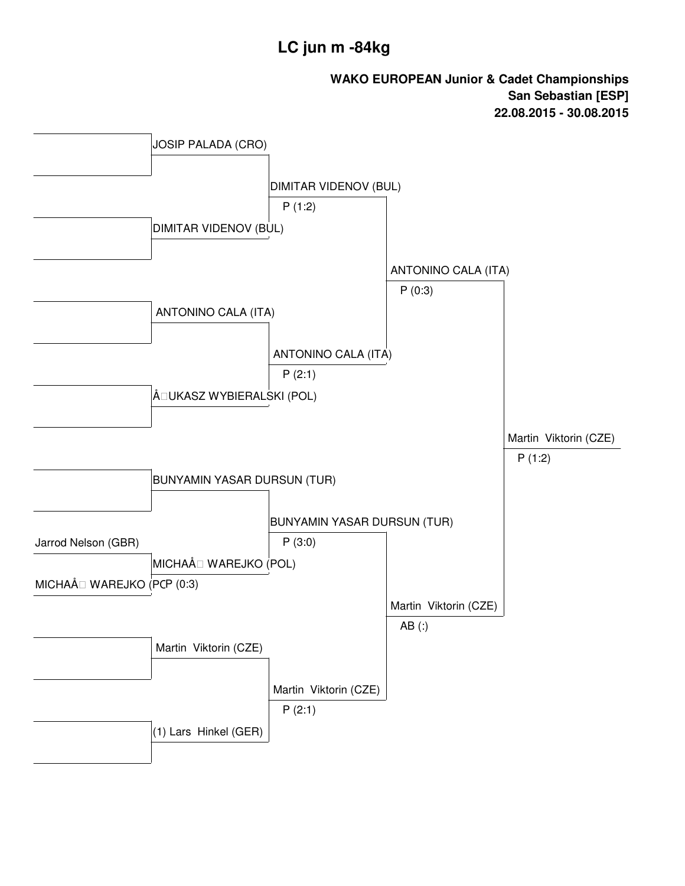# LC jun m -84kg

**WAKO EUROPEAN Junior & Cadet Championships**
**San Sebastian [ESP]**
**22.08.2015 - 30.08.2015**

| Round 1 | Quarterfinals | Semifinals | Final | Winner |
|---|---|---|---|---|
| | JOSIP PALADA (CRO) | | | |
| | DIMITAR VIDENOV (BUL) | DIMITAR VIDENOV (BUL) P (1:2) | | |
| | ANTONINO CALA (ITA) | | ANTONINO CALA (ITA) P (0:3) | |
| | ÅUKASZ WYBIERALSKI (POL) | ANTONINO CALA (ITA) P (2:1) | | |
| | BUNYAMIN YASAR DURSUN (TUR) | | | Martin Viktorin (CZE) P (1:2) |
| Jarrod Nelson (GBR) | | | | |
| MICHAÅ WAREJKO (POL) | MICHAÅ WAREJKO (POL) P (0:3) | BUNYAMIN YASAR DURSUN (TUR) P (3:0) | | |
| | Martin Viktorin (CZE) | | Martin Viktorin (CZE) AB (:) | |
| | (1) Lars Hinkel (GER) | Martin Viktorin (CZE) P (2:1) | | |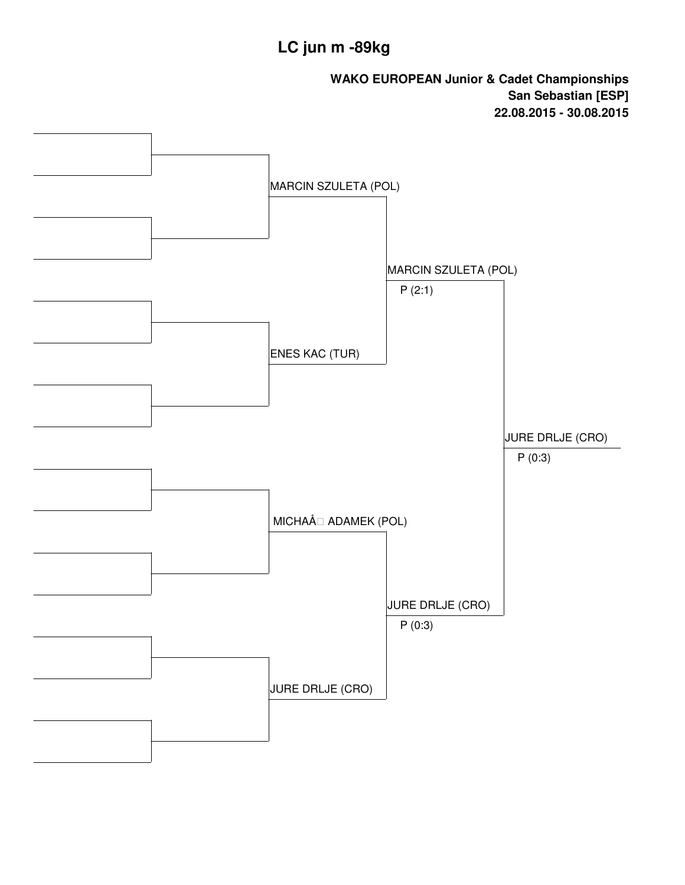# LC jun m -89kg

**WAKO EUROPEAN Junior & Cadet Championships**
**San Sebastian [ESP]**
**22.08.2015 - 30.08.2015**

MARCIN SZULETA (POL)

ENES KAC (TUR)

MARCIN SZULETA (POL)
P (2:1)

MICHAÅ ADAMEK (POL)

JURE DRLJE (CRO)

JURE DRLJE (CRO)
P (0:3)

JURE DRLJE (CRO)
P (0:3)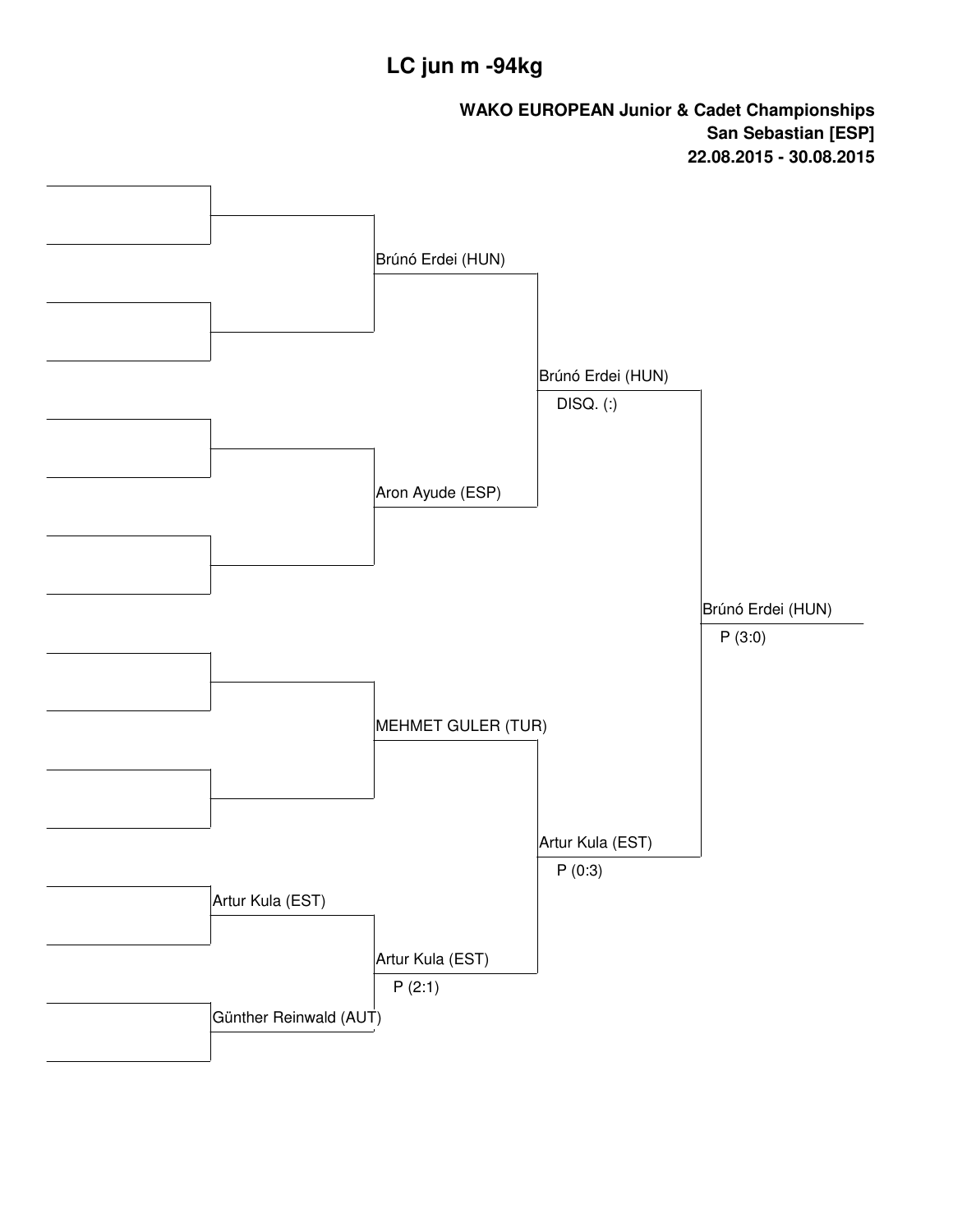# LC jun m -94kg

**WAKO EUROPEAN Junior & Cadet Championships**
**San Sebastian [ESP]**
**22.08.2015 - 30.08.2015**

| Round 1 | Quarterfinal | Semifinal | Final | Winner |
|---|---|---|---|---|
| | Brúnó Erdei (HUN) | Brúnó Erdei (HUN) DISQ. (:) | Brúnó Erdei (HUN) P (3:0) | |
| | Aron Ayude (ESP) | | | |
| | MEHMET GULER (TUR) | Artur Kula (EST) P (0:3) | | |
| Artur Kula (EST) | Artur Kula (EST) P (2:1) | | | |
| Günther Reinwald (AUT) | | | | |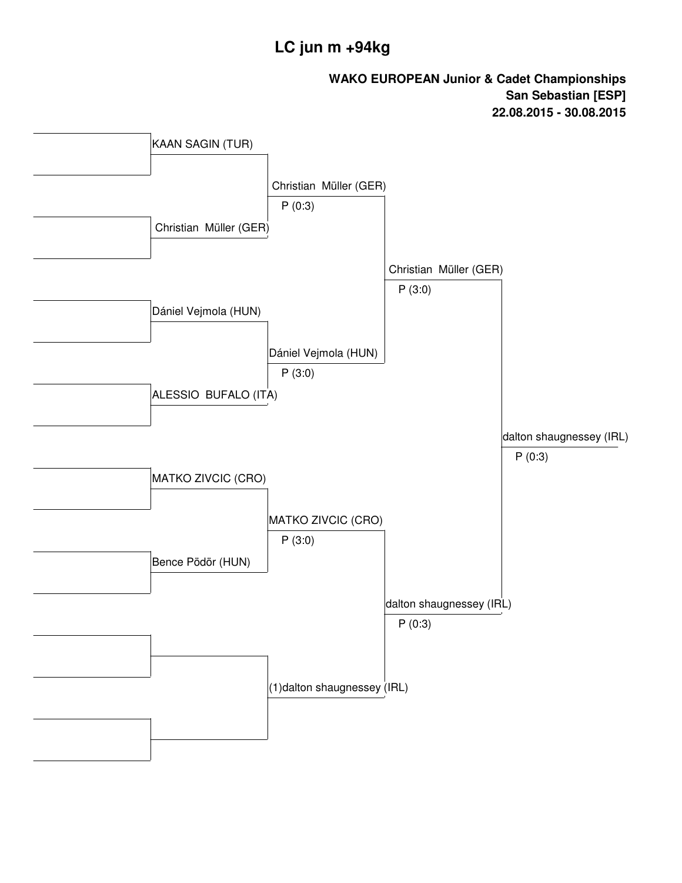# LC jun m +94kg

**WAKO EUROPEAN Junior & Cadet Championships**
**San Sebastian [ESP]**
**22.08.2015 - 30.08.2015**

| Round 1 | Quarterfinals | Semifinals | Final |
|---|---|---|---|
| KAAN SAGIN (TUR) | | | |
| | Christian Müller (GER) P (0:3) | | |
| Christian Müller (GER) | | | |
| | | Christian Müller (GER) P (3:0) | |
| Dániel Vejmola (HUN) | | | |
| | Dániel Vejmola (HUN) P (3:0) | | |
| ALESSIO BUFALO (ITA) | | | |
| | | | dalton shaugnessey (IRL) P (0:3) |
| MATKO ZIVCIC (CRO) | | | |
| | MATKO ZIVCIC (CRO) P (3:0) | | |
| Bence Pődör (HUN) | | | |
| | | dalton shaugnessey (IRL) P (0:3) | |
| | | | |
| | (1)dalton shaugnessey (IRL) | | |
| | | | |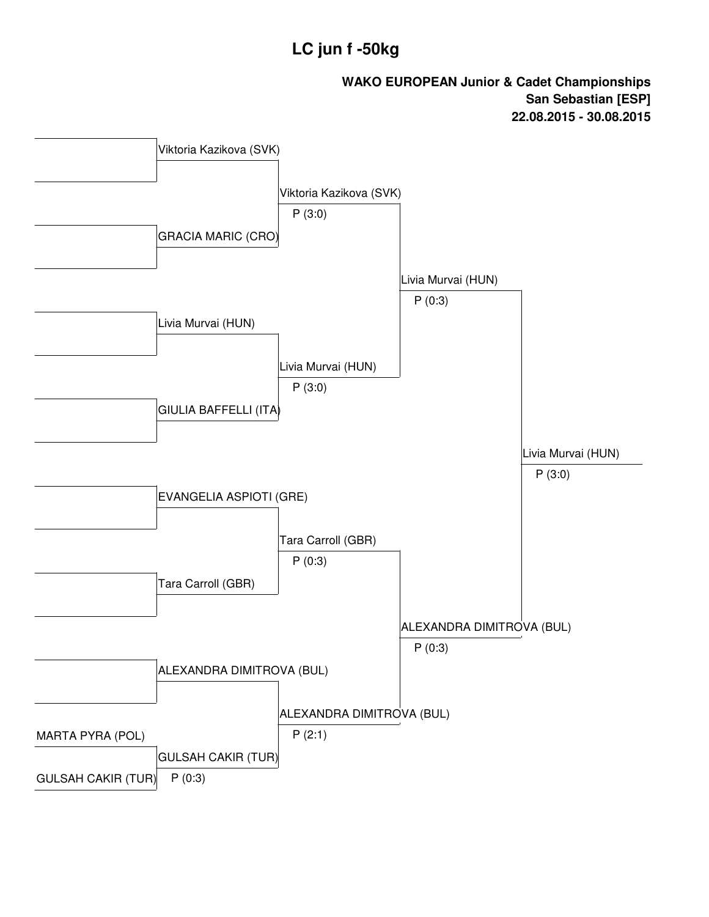# LC jun f -50kg

**WAKO EUROPEAN Junior & Cadet Championships**
**San Sebastian [ESP]**
**22.08.2015 - 30.08.2015**

| Round 1 | Quarterfinals | Semifinals | Final | Winner |
|---|---|---|---|---|
| | Viktoria Kazikova (SVK) | Viktoria Kazikova (SVK) P (3:0) | Livia Murvai (HUN) P (0:3) | Livia Murvai (HUN) P (3:0) |
| | GRACIA MARIC (CRO) | | | |
| | Livia Murvai (HUN) | Livia Murvai (HUN) P (3:0) | | |
| | GIULIA BAFFELLI (ITA) | | | |
| | EVANGELIA ASPIOTI (GRE) | Tara Carroll (GBR) P (0:3) | ALEXANDRA DIMITROVA (BUL) P (0:3) | |
| | Tara Carroll (GBR) | | | |
| | ALEXANDRA DIMITROVA (BUL) | ALEXANDRA DIMITROVA (BUL) P (2:1) | | |
| MARTA PYRA (POL) | GULSAH CAKIR (TUR) P (0:3) | | | |
| GULSAH CAKIR (TUR) | | | | |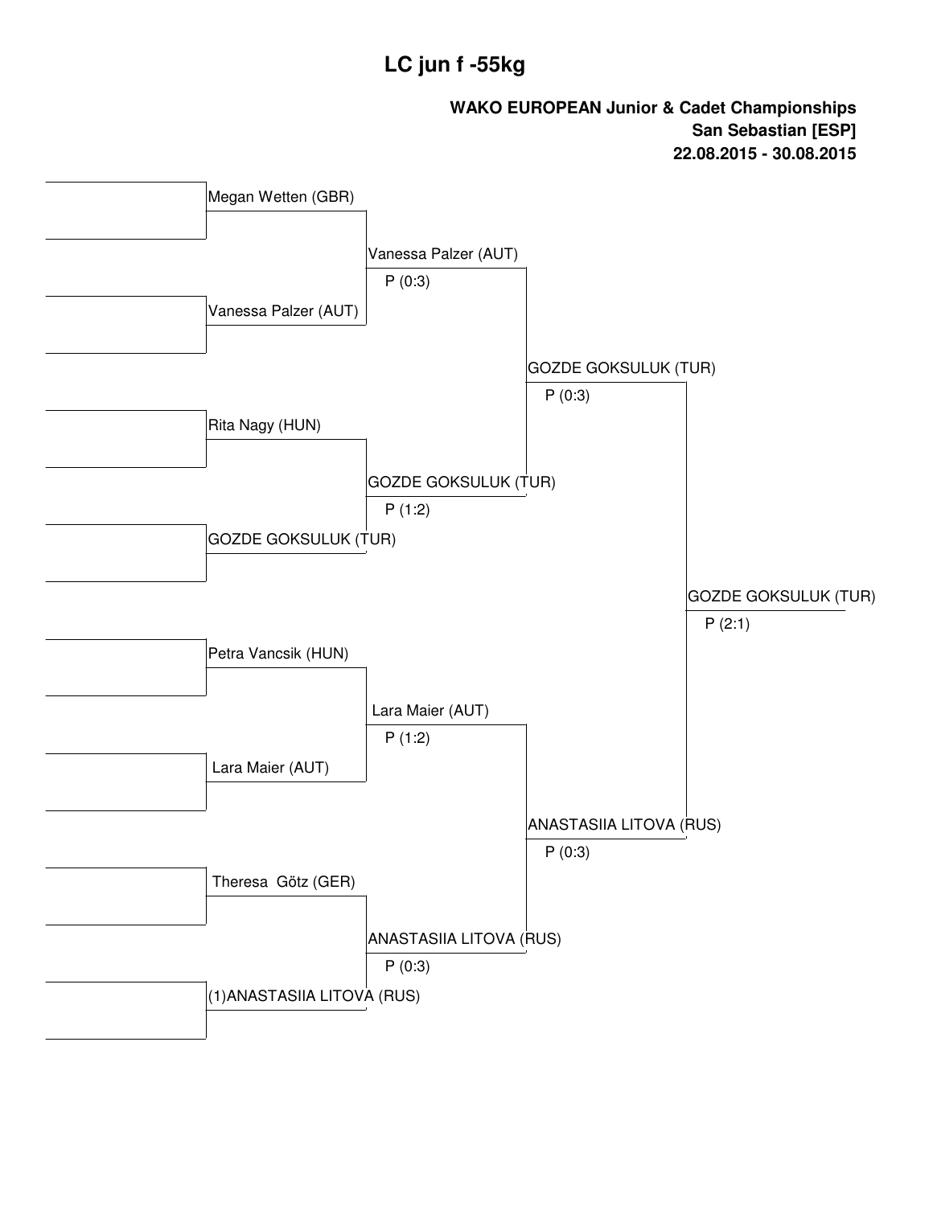# LC jun f -55kg

**WAKO EUROPEAN Junior & Cadet Championships**
**San Sebastian [ESP]**
**22.08.2015 - 30.08.2015**

| Round 1 | Quarterfinal | Semifinal | Final |
| --- | --- | --- | --- |
| Megan Wetten (GBR) | | | |
| Vanessa Palzer (AUT) | Vanessa Palzer (AUT) P (0:3) | | |
| Rita Nagy (HUN) | | GOZDE GOKSULUK (TUR) P (0:3) | |
| GOZDE GOKSULUK (TUR) | GOZDE GOKSULUK (TUR) P (1:2) | | |
| Petra Vancsik (HUN) | | | GOZDE GOKSULUK (TUR) P (2:1) |
| Lara Maier (AUT) | Lara Maier (AUT) P (1:2) | | |
| Theresa Götz (GER) | | ANASTASIIA LITOVA (RUS) P (0:3) | |
| (1)ANASTASIIA LITOVA (RUS) | ANASTASIIA LITOVA (RUS) P (0:3) | | |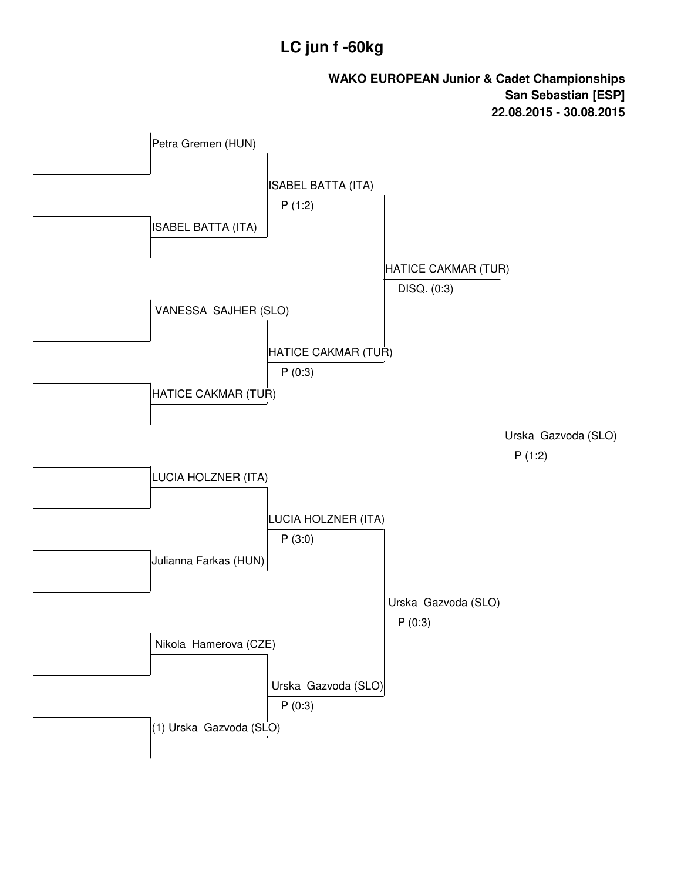# LC jun f -60kg

**WAKO EUROPEAN Junior & Cadet Championships**
**San Sebastian [ESP]**
**22.08.2015 - 30.08.2015**

| Round 1 | Quarterfinal | Semifinal | Final |
|---|---|---|---|
| Petra Gremen (HUN) | ISABEL BATTA (ITA) P (1:2) | HATICE CAKMAR (TUR) DISQ. (0:3) | Urska Gazvoda (SLO) P (1:2) |
| ISABEL BATTA (ITA) | | | |
| VANESSA SAJHER (SLO) | HATICE CAKMAR (TUR) P (0:3) | | |
| HATICE CAKMAR (TUR) | | | |
| LUCIA HOLZNER (ITA) | LUCIA HOLZNER (ITA) P (3:0) | Urska Gazvoda (SLO) P (0:3) | |
| Julianna Farkas (HUN) | | | |
| Nikola Hamerova (CZE) | Urska Gazvoda (SLO) P (0:3) | | |
| (1) Urska Gazvoda (SLO) | | | |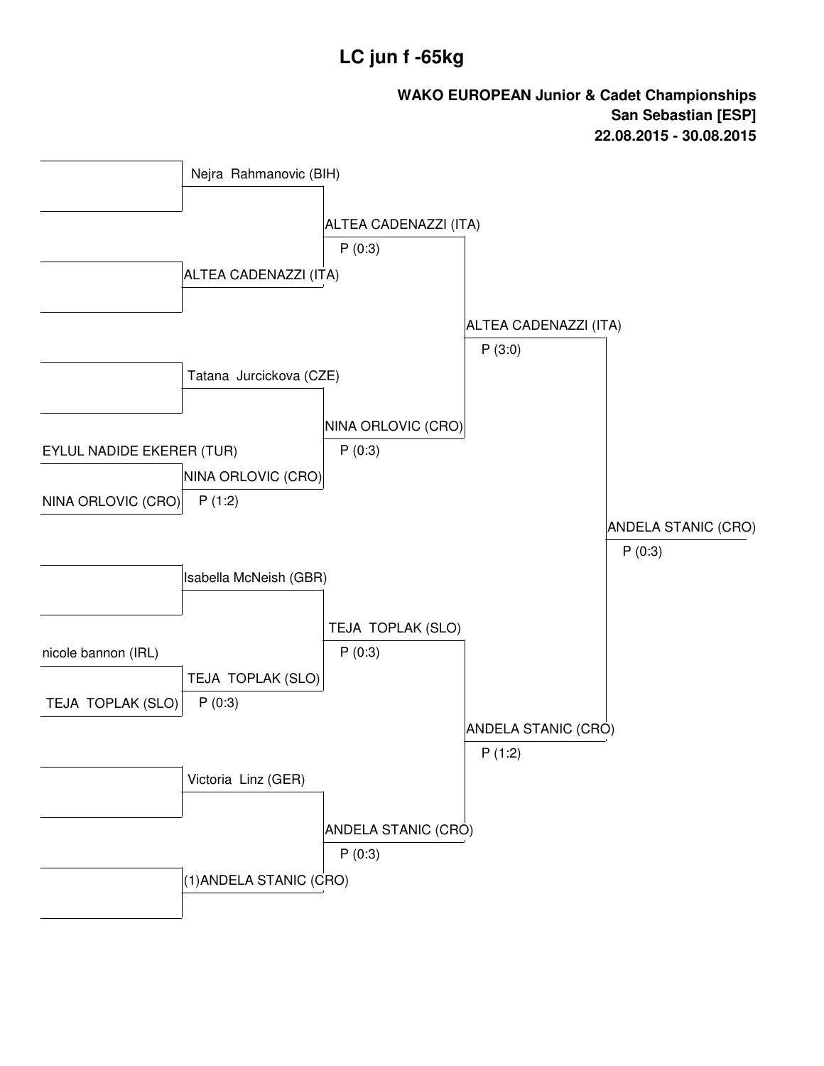# LC jun f -65kg

**WAKO EUROPEAN Junior & Cadet Championships**
**San Sebastian [ESP]**
**22.08.2015 - 30.08.2015**

| Round 1 | Round 2 | Quarterfinal | Semifinal | Final |
|---|---|---|---|---|
| | Nejra Rahmanovic (BIH) | ALTEA CADENAZZI (ITA) P (0:3) | ALTEA CADENAZZI (ITA) P (3:0) | ANDELA STANIC (CRO) P (0:3) |
| | ALTEA CADENAZZI (ITA) | | | |
| | Tatana Jurcickova (CZE) | NINA ORLOVIC (CRO) P (0:3) | | |
| EYLUL NADIDE EKERER (TUR) / NINA ORLOVIC (CRO) | NINA ORLOVIC (CRO) P (1:2) | | | |
| | Isabella McNeish (GBR) | TEJA TOPLAK (SLO) P (0:3) | ANDELA STANIC (CRO) P (1:2) | |
| nicole bannon (IRL) / TEJA TOPLAK (SLO) | TEJA TOPLAK (SLO) P (0:3) | | | |
| | Victoria Linz (GER) | ANDELA STANIC (CRO) P (0:3) | | |
| | (1)ANDELA STANIC (CRO) | | | |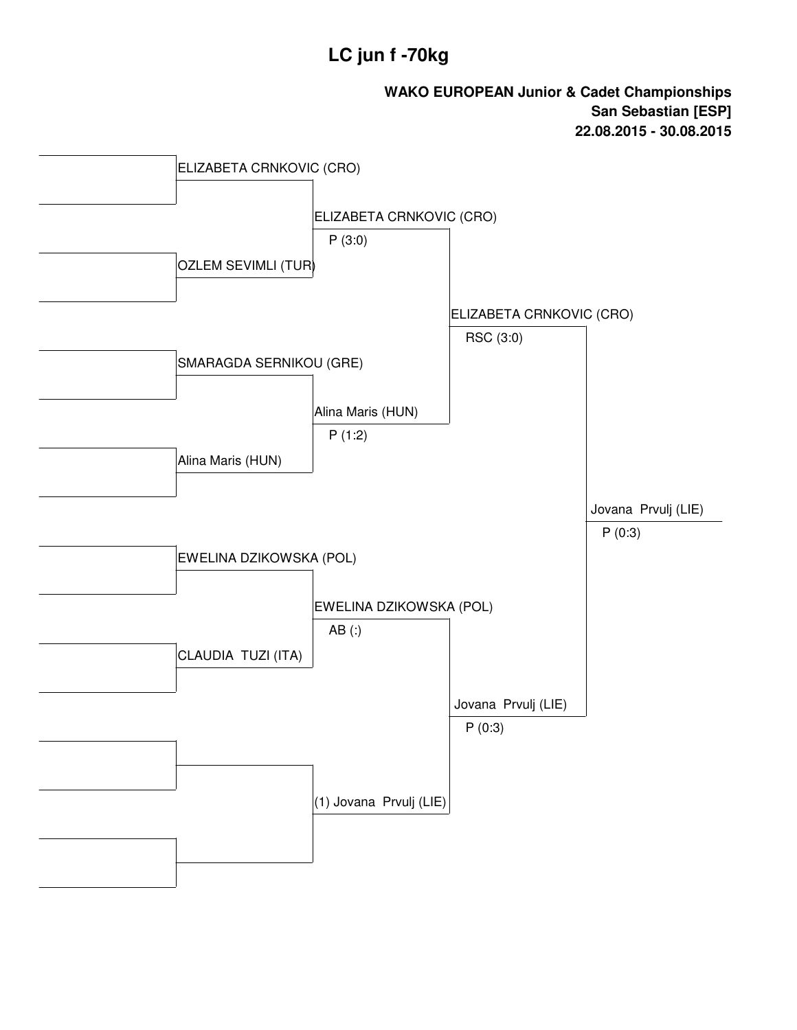# LC jun f -70kg

**WAKO EUROPEAN Junior & Cadet Championships**
**San Sebastian [ESP]**
**22.08.2015 - 30.08.2015**

| Round 1 | Quarterfinals | Semifinals | Final |
|---|---|---|---|
| ELIZABETA CRNKOVIC (CRO) | ELIZABETA CRNKOVIC (CRO) P (3:0) | ELIZABETA CRNKOVIC (CRO) RSC (3:0) | Jovana Prvulj (LIE) P (0:3) |
| OZLEM SEVIMLI (TUR) | | | |
| SMARAGDA SERNIKOU (GRE) | Alina Maris (HUN) P (1:2) | | |
| Alina Maris (HUN) | | | |
| EWELINA DZIKOWSKA (POL) | EWELINA DZIKOWSKA (POL) AB (:) | Jovana Prvulj (LIE) P (0:3) | |
| CLAUDIA TUZI (ITA) | | | |
| | (1) Jovana Prvulj (LIE) | | |
| | | | |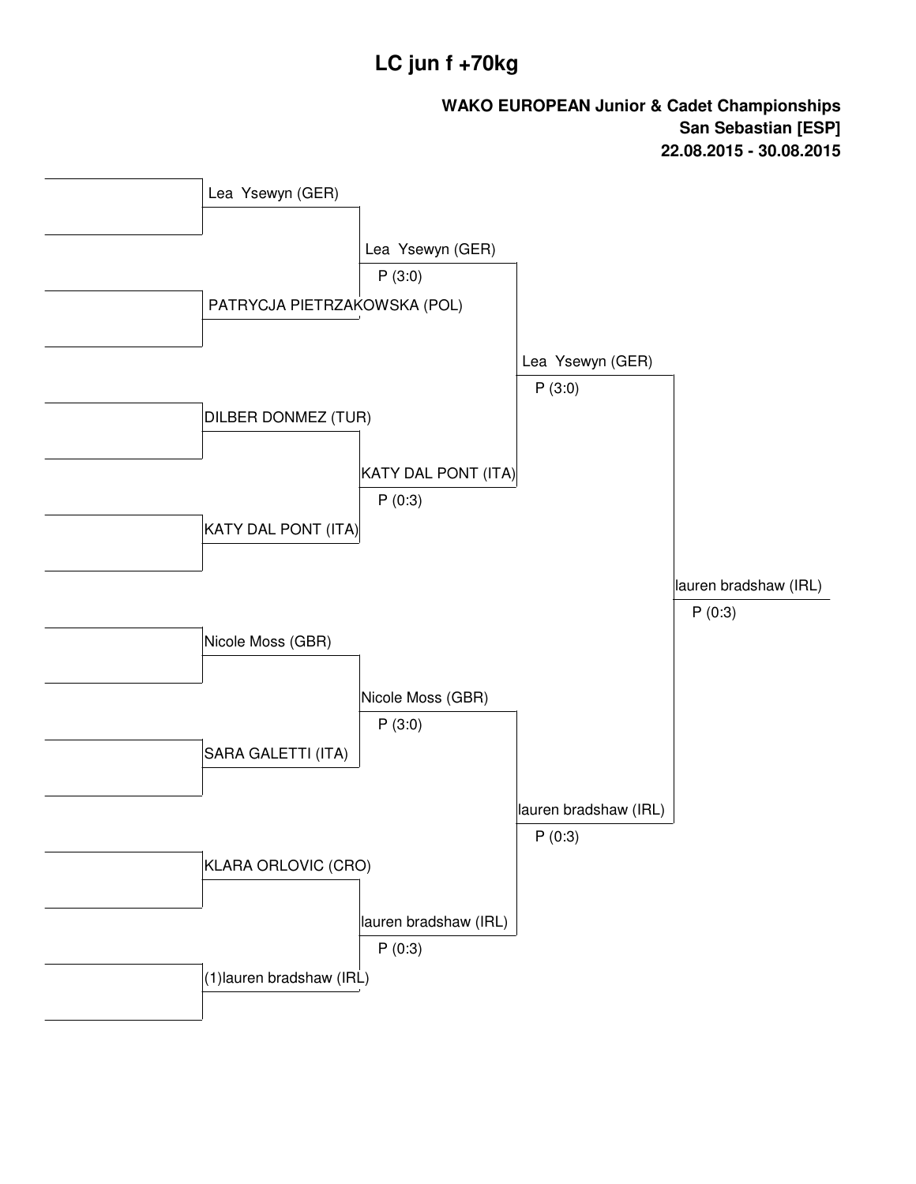# LC jun f +70kg

**WAKO EUROPEAN Junior & Cadet Championships**
**San Sebastian [ESP]**
**22.08.2015 - 30.08.2015**

Lea Ysewyn (GER)

PATRYCJA PIETRZAKOWSKA (POL)

DILBER DONMEZ (TUR)

KATY DAL PONT (ITA)

Nicole Moss (GBR)

SARA GALETTI (ITA)

KLARA ORLOVIC (CRO)

(1)lauren bradshaw (IRL)

Lea Ysewyn (GER)
P (3:0)

KATY DAL PONT (ITA)
P (0:3)

Nicole Moss (GBR)
P (3:0)

lauren bradshaw (IRL)
P (0:3)

Lea Ysewyn (GER)
P (3:0)

lauren bradshaw (IRL)
P (0:3)

lauren bradshaw (IRL)
P (0:3)